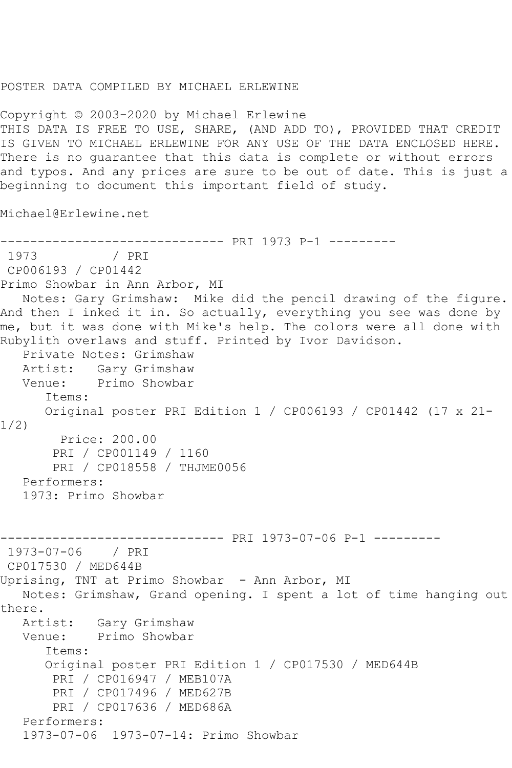POSTER DATA COMPILED BY MICHAEL ERLEWINE

Copyright © 2003-2020 by Michael Erlewine
THIS DATA IS FREE TO USE, SHARE, (AND ADD TO), PROVIDED THAT CREDIT IS GIVEN TO MICHAEL ERLEWINE FOR ANY USE OF THE DATA ENCLOSED HERE. There is no guarantee that this data is complete or without errors and typos. And any prices are sure to be out of date. This is just a beginning to document this important field of study.

Michael@Erlewine.net

------------------------------ PRI 1973 P-1 ---------

```
 1973          / PRI
 CP006193 / CP01442
Primo Showbar in Ann Arbor, MI
   Notes: Gary Grimshaw:  Mike did the pencil drawing of the figure. And then I inked it in. So actually, everything you see was done by me, but it was done with Mike's help. The colors were all done with Rubylith overlaws and stuff. Printed by Ivor Davidson.
   Private Notes: Grimshaw
   Artist:   Gary Grimshaw
   Venue:    Primo Showbar
      Items:
      Original poster PRI Edition 1 / CP006193 / CP01442 (17 x 21-1/2)
        Price: 200.00
       PRI / CP001149 / 1160
       PRI / CP018558 / THJME0056
   Performers:
   1973: Primo Showbar
```

------------------------------ PRI 1973-07-06 P-1 ---------

```
 1973-07-06    / PRI
 CP017530 / MED644B
Uprising, TNT at Primo Showbar  - Ann Arbor, MI
   Notes: Grimshaw, Grand opening. I spent a lot of time hanging out there.
   Artist:   Gary Grimshaw
   Venue:    Primo Showbar
      Items:
      Original poster PRI Edition 1 / CP017530 / MED644B
       PRI / CP016947 / MEB107A
       PRI / CP017496 / MED627B
       PRI / CP017636 / MED686A
   Performers:
   1973-07-06  1973-07-14: Primo Showbar
```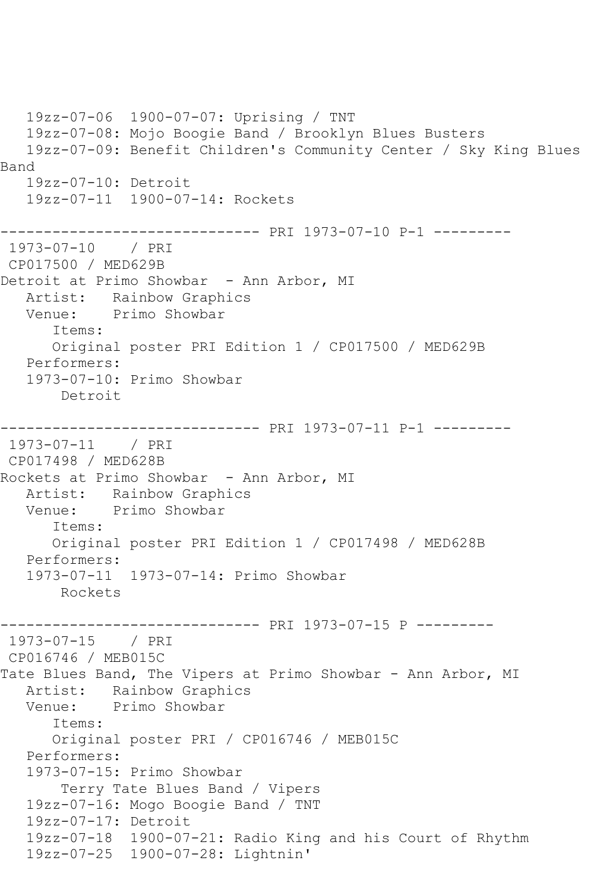19zz-07-06  1900-07-07: Uprising / TNT
19zz-07-08: Mojo Boogie Band / Brooklyn Blues Busters
19zz-07-09: Benefit Children's Community Center / Sky King Blues Band
19zz-07-10: Detroit
19zz-07-11  1900-07-14: Rockets

------------------------------ PRI 1973-07-10 P-1 ---------

1973-07-10    / PRI
CP017500 / MED629B
Detroit at Primo Showbar  - Ann Arbor, MI
Artist:   Rainbow Graphics
Venue:    Primo Showbar
Items:
Original poster PRI Edition 1 / CP017500 / MED629B
Performers:
1973-07-10: Primo Showbar
Detroit

------------------------------ PRI 1973-07-11 P-1 ---------

1973-07-11    / PRI
CP017498 / MED628B
Rockets at Primo Showbar  - Ann Arbor, MI
Artist:   Rainbow Graphics
Venue:    Primo Showbar
Items:
Original poster PRI Edition 1 / CP017498 / MED628B
Performers:
1973-07-11  1973-07-14: Primo Showbar
Rockets

------------------------------ PRI 1973-07-15 P ---------

1973-07-15    / PRI
CP016746 / MEB015C
Tate Blues Band, The Vipers at Primo Showbar - Ann Arbor, MI
Artist:   Rainbow Graphics
Venue:    Primo Showbar
Items:
Original poster PRI / CP016746 / MEB015C
Performers:
1973-07-15: Primo Showbar
Terry Tate Blues Band / Vipers
19zz-07-16: Mogo Boogie Band / TNT
19zz-07-17: Detroit
19zz-07-18  1900-07-21: Radio King and his Court of Rhythm
19zz-07-25  1900-07-28: Lightnin'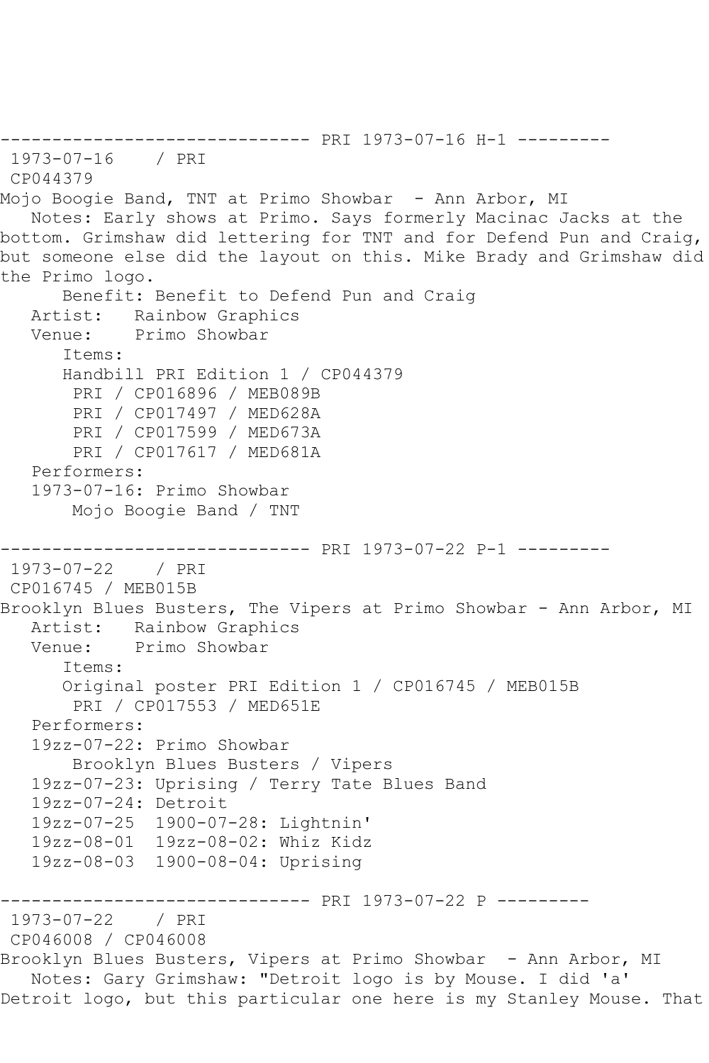------------------------------ PRI 1973-07-16 H-1 ---------

1973-07-16 / PRI
CP044379
Mojo Boogie Band, TNT at Primo Showbar - Ann Arbor, MI
Notes: Early shows at Primo. Says formerly Macinac Jacks at the bottom. Grimshaw did lettering for TNT and for Defend Pun and Craig, but someone else did the layout on this. Mike Brady and Grimshaw did the Primo logo.
Benefit: Benefit to Defend Pun and Craig
Artist: Rainbow Graphics
Venue: Primo Showbar
Items:
Handbill PRI Edition 1 / CP044379
PRI / CP016896 / MEB089B
PRI / CP017497 / MED628A
PRI / CP017599 / MED673A
PRI / CP017617 / MED681A
Performers:
1973-07-16: Primo Showbar
Mojo Boogie Band / TNT

------------------------------ PRI 1973-07-22 P-1 ---------

1973-07-22 / PRI
CP016745 / MEB015B
Brooklyn Blues Busters, The Vipers at Primo Showbar - Ann Arbor, MI
Artist: Rainbow Graphics
Venue: Primo Showbar
Items:
Original poster PRI Edition 1 / CP016745 / MEB015B
PRI / CP017553 / MED651E
Performers:
19zz-07-22: Primo Showbar
Brooklyn Blues Busters / Vipers
19zz-07-23: Uprising / Terry Tate Blues Band
19zz-07-24: Detroit
19zz-07-25 1900-07-28: Lightnin'
19zz-08-01 19zz-08-02: Whiz Kidz
19zz-08-03 1900-08-04: Uprising

------------------------------ PRI 1973-07-22 P ---------

1973-07-22 / PRI
CP046008 / CP046008
Brooklyn Blues Busters, Vipers at Primo Showbar - Ann Arbor, MI
Notes: Gary Grimshaw: "Detroit logo is by Mouse. I did 'a' Detroit logo, but this particular one here is my Stanley Mouse. That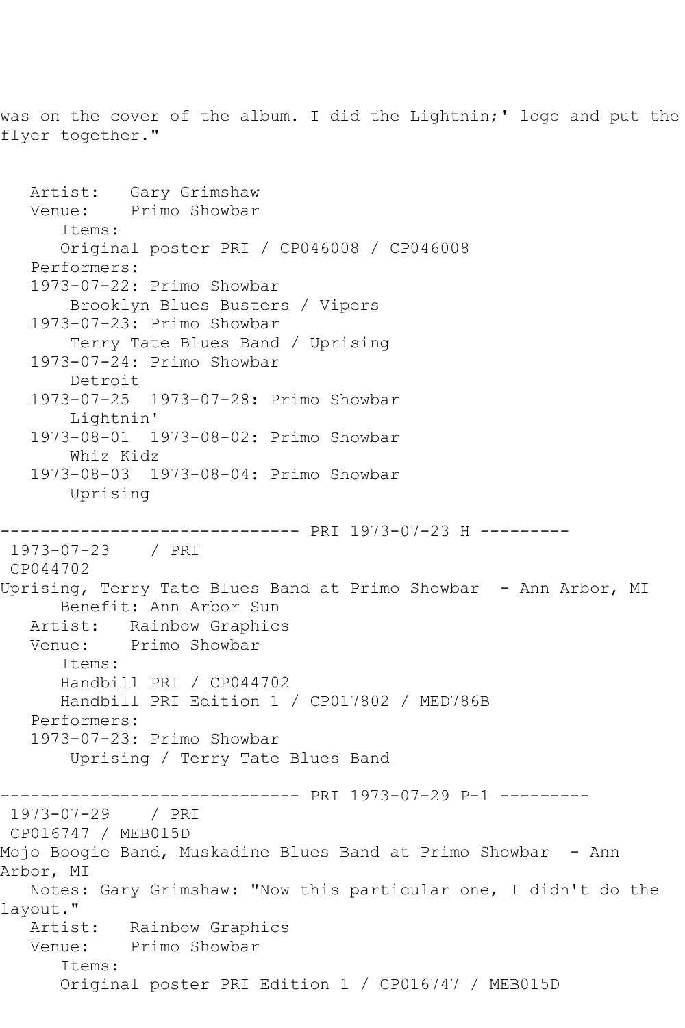was on the cover of the album. I did the Lightnin;' logo and put the flyer together."

```
   Artist:   Gary Grimshaw
   Venue:    Primo Showbar
      Items:
      Original poster PRI / CP046008 / CP046008
   Performers:
   1973-07-22: Primo Showbar
       Brooklyn Blues Busters / Vipers
   1973-07-23: Primo Showbar
       Terry Tate Blues Band / Uprising
   1973-07-24: Primo Showbar
       Detroit
   1973-07-25  1973-07-28: Primo Showbar
       Lightnin'
   1973-08-01  1973-08-02: Primo Showbar
       Whiz Kidz
   1973-08-03  1973-08-04: Primo Showbar
       Uprising

------------------------------ PRI 1973-07-23 H ---------
 1973-07-23    / PRI
 CP044702
Uprising, Terry Tate Blues Band at Primo Showbar  - Ann Arbor, MI
      Benefit: Ann Arbor Sun
   Artist:   Rainbow Graphics
   Venue:    Primo Showbar
      Items:
      Handbill PRI / CP044702
      Handbill PRI Edition 1 / CP017802 / MED786B
   Performers:
   1973-07-23: Primo Showbar
       Uprising / Terry Tate Blues Band

------------------------------ PRI 1973-07-29 P-1 ---------
 1973-07-29    / PRI
 CP016747 / MEB015D
Mojo Boogie Band, Muskadine Blues Band at Primo Showbar  - Ann Arbor, MI
   Notes: Gary Grimshaw: "Now this particular one, I didn't do the layout."
   Artist:   Rainbow Graphics
   Venue:    Primo Showbar
      Items:
      Original poster PRI Edition 1 / CP016747 / MEB015D
```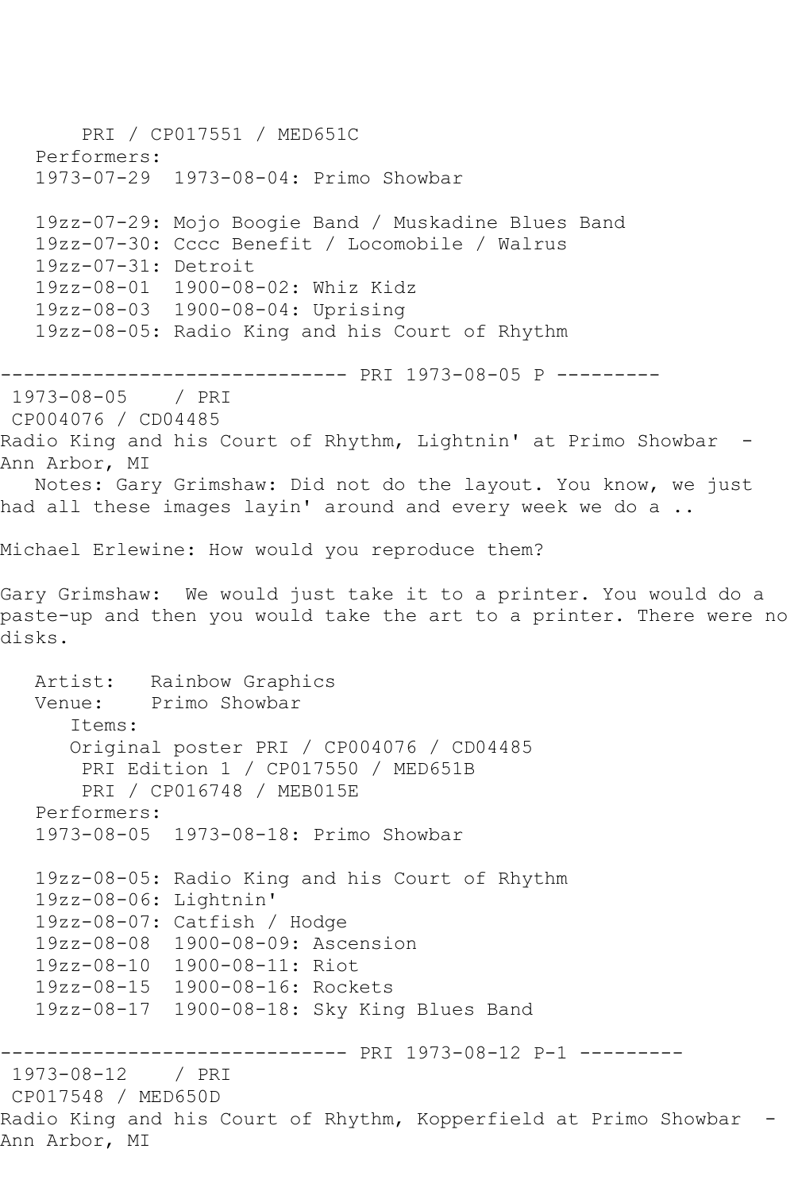PRI / CP017551 / MED651C
   Performers:
   1973-07-29  1973-08-04: Primo Showbar

   19zz-07-29: Mojo Boogie Band / Muskadine Blues Band
   19zz-07-30: Cccc Benefit / Locomobile / Walrus
   19zz-07-31: Detroit
   19zz-08-01  1900-08-02: Whiz Kidz
   19zz-08-03  1900-08-04: Uprising
   19zz-08-05: Radio King and his Court of Rhythm

------------------------------ PRI 1973-08-05 P ---------

1973-08-05    / PRI
CP004076 / CD04485
Radio King and his Court of Rhythm, Lightnin' at Primo Showbar  - Ann Arbor, MI

Notes: Gary Grimshaw: Did not do the layout. You know, we just had all these images layin' around and every week we do a ..

Michael Erlewine: How would you reproduce them?

Gary Grimshaw:  We would just take it to a printer. You would do a paste-up and then you would take the art to a printer. There were no disks.

   Artist:   Rainbow Graphics
   Venue:    Primo Showbar
      Items:
      Original poster PRI / CP004076 / CD04485
       PRI Edition 1 / CP017550 / MED651B
       PRI / CP016748 / MEB015E
   Performers:
   1973-08-05  1973-08-18: Primo Showbar

   19zz-08-05: Radio King and his Court of Rhythm
   19zz-08-06: Lightnin'
   19zz-08-07: Catfish / Hodge
   19zz-08-08  1900-08-09: Ascension
   19zz-08-10  1900-08-11: Riot
   19zz-08-15  1900-08-16: Rockets
   19zz-08-17  1900-08-18: Sky King Blues Band

------------------------------ PRI 1973-08-12 P-1 ---------

1973-08-12    / PRI
CP017548 / MED650D
Radio King and his Court of Rhythm, Kopperfield at Primo Showbar  - Ann Arbor, MI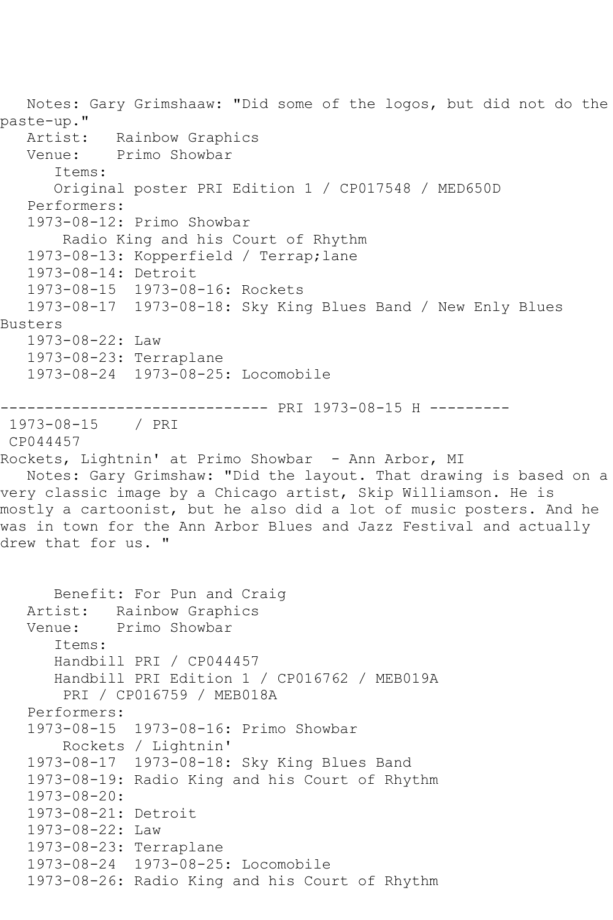Notes: Gary Grimshaaw: "Did some of the logos, but did not do the paste-up."
Artist: Rainbow Graphics
Venue: Primo Showbar
Items:
Original poster PRI Edition 1 / CP017548 / MED650D
Performers:
1973-08-12: Primo Showbar
Radio King and his Court of Rhythm
1973-08-13: Kopperfield / Terrap;lane
1973-08-14: Detroit
1973-08-15 1973-08-16: Rockets
1973-08-17 1973-08-18: Sky King Blues Band / New Enly Blues Busters
1973-08-22: Law
1973-08-23: Terraplane
1973-08-24 1973-08-25: Locomobile

------------------------------ PRI 1973-08-15 H ---------

1973-08-15 / PRI
CP044457
Rockets, Lightnin' at Primo Showbar - Ann Arbor, MI
Notes: Gary Grimshaw: "Did the layout. That drawing is based on a very classic image by a Chicago artist, Skip Williamson. He is mostly a cartoonist, but he also did a lot of music posters. And he was in town for the Ann Arbor Blues and Jazz Festival and actually drew that for us. "

Benefit: For Pun and Craig
Artist: Rainbow Graphics
Venue: Primo Showbar
Items:
Handbill PRI / CP044457
Handbill PRI Edition 1 / CP016762 / MEB019A
PRI / CP016759 / MEB018A
Performers:
1973-08-15 1973-08-16: Primo Showbar
Rockets / Lightnin'
1973-08-17 1973-08-18: Sky King Blues Band
1973-08-19: Radio King and his Court of Rhythm
1973-08-20:
1973-08-21: Detroit
1973-08-22: Law
1973-08-23: Terraplane
1973-08-24 1973-08-25: Locomobile
1973-08-26: Radio King and his Court of Rhythm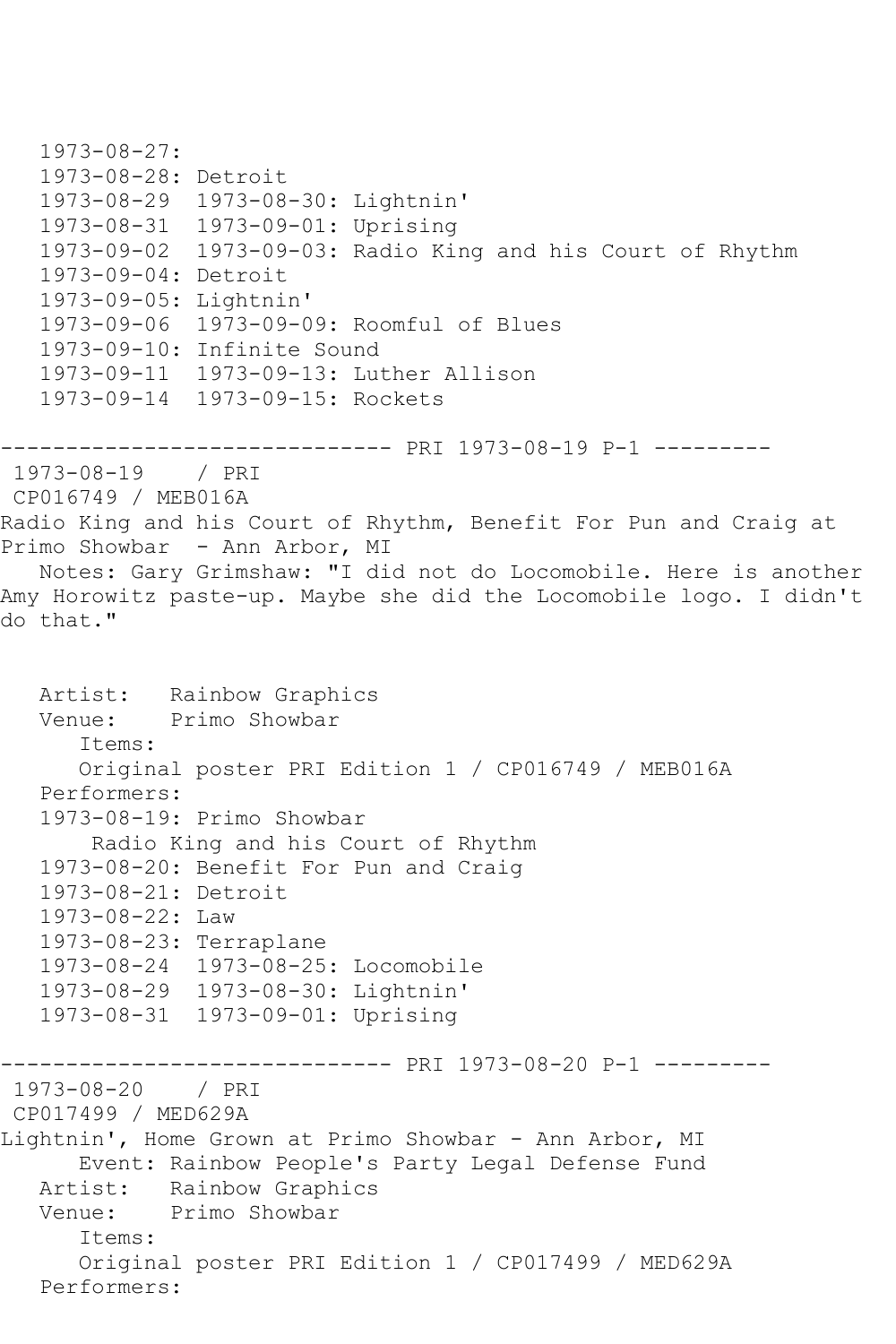```
   1973-08-27:
   1973-08-28: Detroit
   1973-08-29  1973-08-30: Lightnin'
   1973-08-31  1973-09-01: Uprising
   1973-09-02  1973-09-03: Radio King and his Court of Rhythm
   1973-09-04: Detroit
   1973-09-05: Lightnin'
   1973-09-06  1973-09-09: Roomful of Blues
   1973-09-10: Infinite Sound
   1973-09-11  1973-09-13: Luther Allison
   1973-09-14  1973-09-15: Rockets

------------------------------ PRI 1973-08-19 P-1 ---------
 1973-08-19    / PRI
 CP016749 / MEB016A
Radio King and his Court of Rhythm, Benefit For Pun and Craig at
Primo Showbar  - Ann Arbor, MI
   Notes: Gary Grimshaw: "I did not do Locomobile. Here is another
Amy Horowitz paste-up. Maybe she did the Locomobile logo. I didn't
do that."


   Artist:   Rainbow Graphics
   Venue:    Primo Showbar
      Items:
      Original poster PRI Edition 1 / CP016749 / MEB016A
   Performers:
   1973-08-19: Primo Showbar
       Radio King and his Court of Rhythm
   1973-08-20: Benefit For Pun and Craig
   1973-08-21: Detroit
   1973-08-22: Law
   1973-08-23: Terraplane
   1973-08-24  1973-08-25: Locomobile
   1973-08-29  1973-08-30: Lightnin'
   1973-08-31  1973-09-01: Uprising

------------------------------ PRI 1973-08-20 P-1 ---------
 1973-08-20    / PRI
 CP017499 / MED629A
Lightnin', Home Grown at Primo Showbar - Ann Arbor, MI
      Event: Rainbow People's Party Legal Defense Fund
   Artist:   Rainbow Graphics
   Venue:    Primo Showbar
      Items:
      Original poster PRI Edition 1 / CP017499 / MED629A
   Performers:
```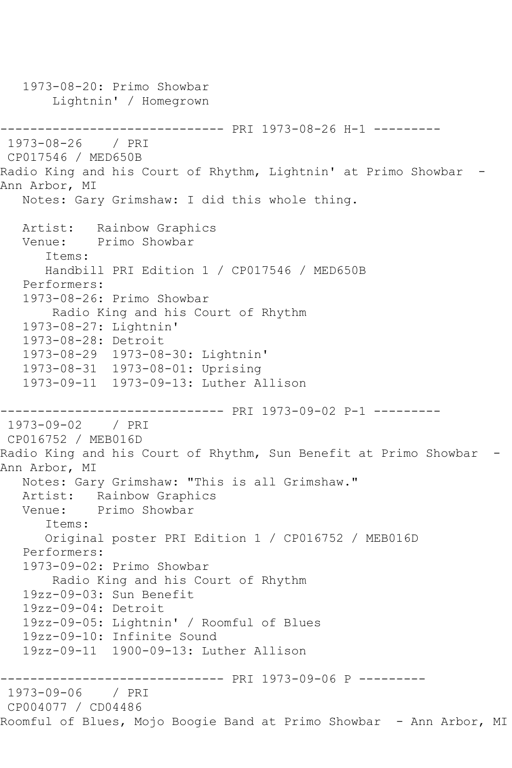1973-08-20: Primo Showbar
       Lightnin' / Homegrown

------------------------------ PRI 1973-08-26 H-1 ---------

1973-08-26    / PRI
CP017546 / MED650B
Radio King and his Court of Rhythm, Lightnin' at Primo Showbar  - Ann Arbor, MI
   Notes: Gary Grimshaw: I did this whole thing.

   Artist:   Rainbow Graphics
   Venue:    Primo Showbar
      Items:
      Handbill PRI Edition 1 / CP017546 / MED650B
   Performers:
   1973-08-26: Primo Showbar
       Radio King and his Court of Rhythm
   1973-08-27: Lightnin'
   1973-08-28: Detroit
   1973-08-29  1973-08-30: Lightnin'
   1973-08-31  1973-08-01: Uprising
   1973-09-11  1973-09-13: Luther Allison

------------------------------ PRI 1973-09-02 P-1 ---------

1973-09-02    / PRI
CP016752 / MEB016D
Radio King and his Court of Rhythm, Sun Benefit at Primo Showbar  - Ann Arbor, MI
   Notes: Gary Grimshaw: "This is all Grimshaw."
   Artist:   Rainbow Graphics
   Venue:    Primo Showbar
      Items:
      Original poster PRI Edition 1 / CP016752 / MEB016D
   Performers:
   1973-09-02: Primo Showbar
       Radio King and his Court of Rhythm
   19zz-09-03: Sun Benefit
   19zz-09-04: Detroit
   19zz-09-05: Lightnin' / Roomful of Blues
   19zz-09-10: Infinite Sound
   19zz-09-11  1900-09-13: Luther Allison

------------------------------ PRI 1973-09-06 P ---------

1973-09-06    / PRI
CP004077 / CD04486
Roomful of Blues, Mojo Boogie Band at Primo Showbar  - Ann Arbor, MI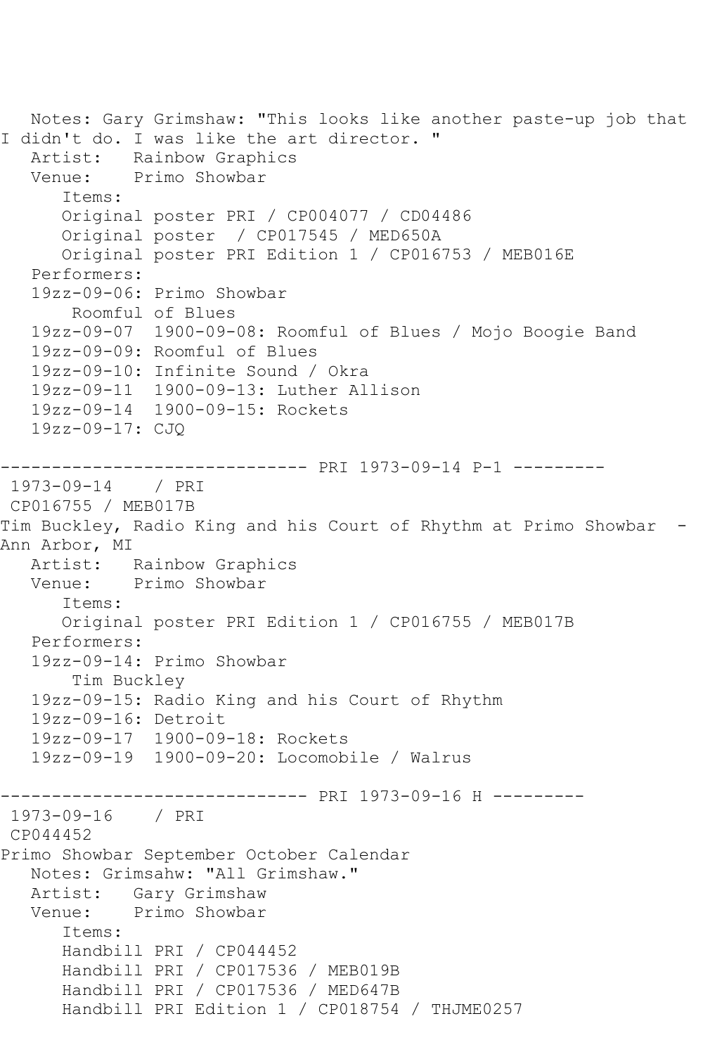Notes: Gary Grimshaw: "This looks like another paste-up job that I didn't do. I was like the art director. "

Artist: Rainbow Graphics

Venue: Primo Showbar

Items:

- Original poster PRI / CP004077 / CD04486
- Original poster / CP017545 / MED650A
- Original poster PRI Edition 1 / CP016753 / MEB016E

Performers:

- 19zz-09-06: Primo Showbar
  - Roomful of Blues
- 19zz-09-07 1900-09-08: Roomful of Blues / Mojo Boogie Band
- 19zz-09-09: Roomful of Blues
- 19zz-09-10: Infinite Sound / Okra
- 19zz-09-11 1900-09-13: Luther Allison
- 19zz-09-14 1900-09-15: Rockets
- 19zz-09-17: CJQ

------------------------------ PRI 1973-09-14 P-1 ---------

1973-09-14 / PRI

CP016755 / MEB017B

Tim Buckley, Radio King and his Court of Rhythm at Primo Showbar - Ann Arbor, MI

Artist: Rainbow Graphics

Venue: Primo Showbar

Items:

- Original poster PRI Edition 1 / CP016755 / MEB017B

Performers:

- 19zz-09-14: Primo Showbar
  - Tim Buckley
- 19zz-09-15: Radio King and his Court of Rhythm
- 19zz-09-16: Detroit
- 19zz-09-17 1900-09-18: Rockets
- 19zz-09-19 1900-09-20: Locomobile / Walrus

------------------------------ PRI 1973-09-16 H ---------

1973-09-16 / PRI

CP044452

Primo Showbar September October Calendar

Notes: Grimsahw: "All Grimshaw."

Artist: Gary Grimshaw

Venue: Primo Showbar

Items:

- Handbill PRI / CP044452
- Handbill PRI / CP017536 / MEB019B
- Handbill PRI / CP017536 / MED647B
- Handbill PRI Edition 1 / CP018754 / THJME0257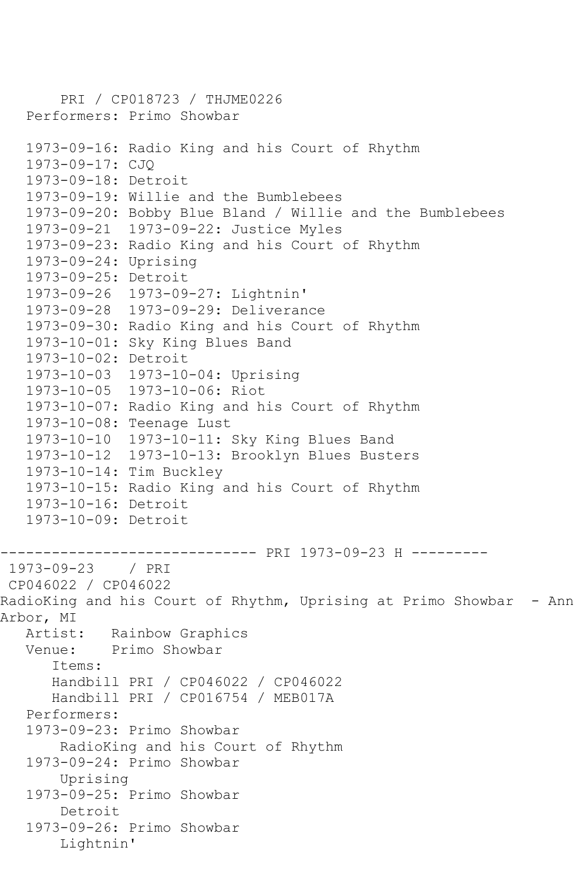PRI / CP018723 / THJME0226
Performers: Primo Showbar

1973-09-16: Radio King and his Court of Rhythm
1973-09-17: CJQ
1973-09-18: Detroit
1973-09-19: Willie and the Bumblebees
1973-09-20: Bobby Blue Bland / Willie and the Bumblebees
1973-09-21  1973-09-22: Justice Myles
1973-09-23: Radio King and his Court of Rhythm
1973-09-24: Uprising
1973-09-25: Detroit
1973-09-26  1973-09-27: Lightnin'
1973-09-28  1973-09-29: Deliverance
1973-09-30: Radio King and his Court of Rhythm
1973-10-01: Sky King Blues Band
1973-10-02: Detroit
1973-10-03  1973-10-04: Uprising
1973-10-05  1973-10-06: Riot
1973-10-07: Radio King and his Court of Rhythm
1973-10-08: Teenage Lust
1973-10-10  1973-10-11: Sky King Blues Band
1973-10-12  1973-10-13: Brooklyn Blues Busters
1973-10-14: Tim Buckley
1973-10-15: Radio King and his Court of Rhythm
1973-10-16: Detroit
1973-10-09: Detroit

------------------------------ PRI 1973-09-23 H ---------

1973-09-23 / PRI
CP046022 / CP046022
RadioKing and his Court of Rhythm, Uprising at Primo Showbar - Ann Arbor, MI
Artist: Rainbow Graphics
Venue: Primo Showbar
Items:
Handbill PRI / CP046022 / CP046022
Handbill PRI / CP016754 / MEB017A
Performers:
1973-09-23: Primo Showbar
RadioKing and his Court of Rhythm
1973-09-24: Primo Showbar
Uprising
1973-09-25: Primo Showbar
Detroit
1973-09-26: Primo Showbar
Lightnin'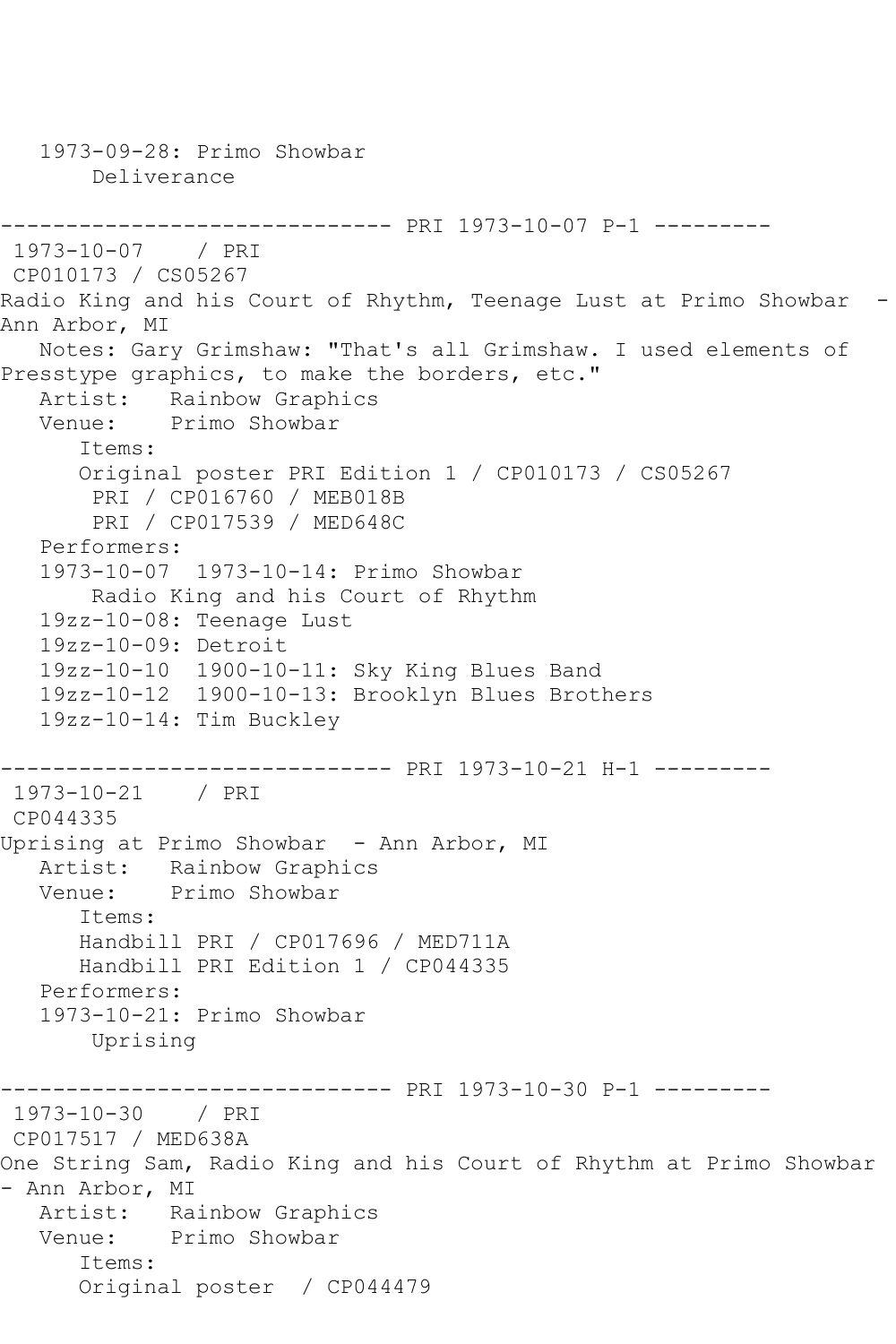```
   1973-09-28: Primo Showbar
       Deliverance

------------------------------ PRI 1973-10-07 P-1 ---------
 1973-10-07    / PRI
 CP010173 / CS05267
Radio King and his Court of Rhythm, Teenage Lust at Primo Showbar  - 
Ann Arbor, MI
   Notes: Gary Grimshaw: "That's all Grimshaw. I used elements of 
Presstype graphics, to make the borders, etc."
   Artist:   Rainbow Graphics
   Venue:    Primo Showbar
      Items:
      Original poster PRI Edition 1 / CP010173 / CS05267
       PRI / CP016760 / MEB018B
       PRI / CP017539 / MED648C
   Performers:
   1973-10-07  1973-10-14: Primo Showbar
       Radio King and his Court of Rhythm
   19zz-10-08: Teenage Lust
   19zz-10-09: Detroit
   19zz-10-10  1900-10-11: Sky King Blues Band
   19zz-10-12  1900-10-13: Brooklyn Blues Brothers
   19zz-10-14: Tim Buckley

------------------------------ PRI 1973-10-21 H-1 ---------
 1973-10-21    / PRI
 CP044335
Uprising at Primo Showbar  - Ann Arbor, MI
   Artist:   Rainbow Graphics
   Venue:    Primo Showbar
      Items:
      Handbill PRI / CP017696 / MED711A
      Handbill PRI Edition 1 / CP044335
   Performers:
   1973-10-21: Primo Showbar
       Uprising

------------------------------ PRI 1973-10-30 P-1 ---------
 1973-10-30    / PRI
 CP017517 / MED638A
One String Sam, Radio King and his Court of Rhythm at Primo Showbar 
- Ann Arbor, MI
   Artist:   Rainbow Graphics
   Venue:    Primo Showbar
      Items:
      Original poster  / CP044479
```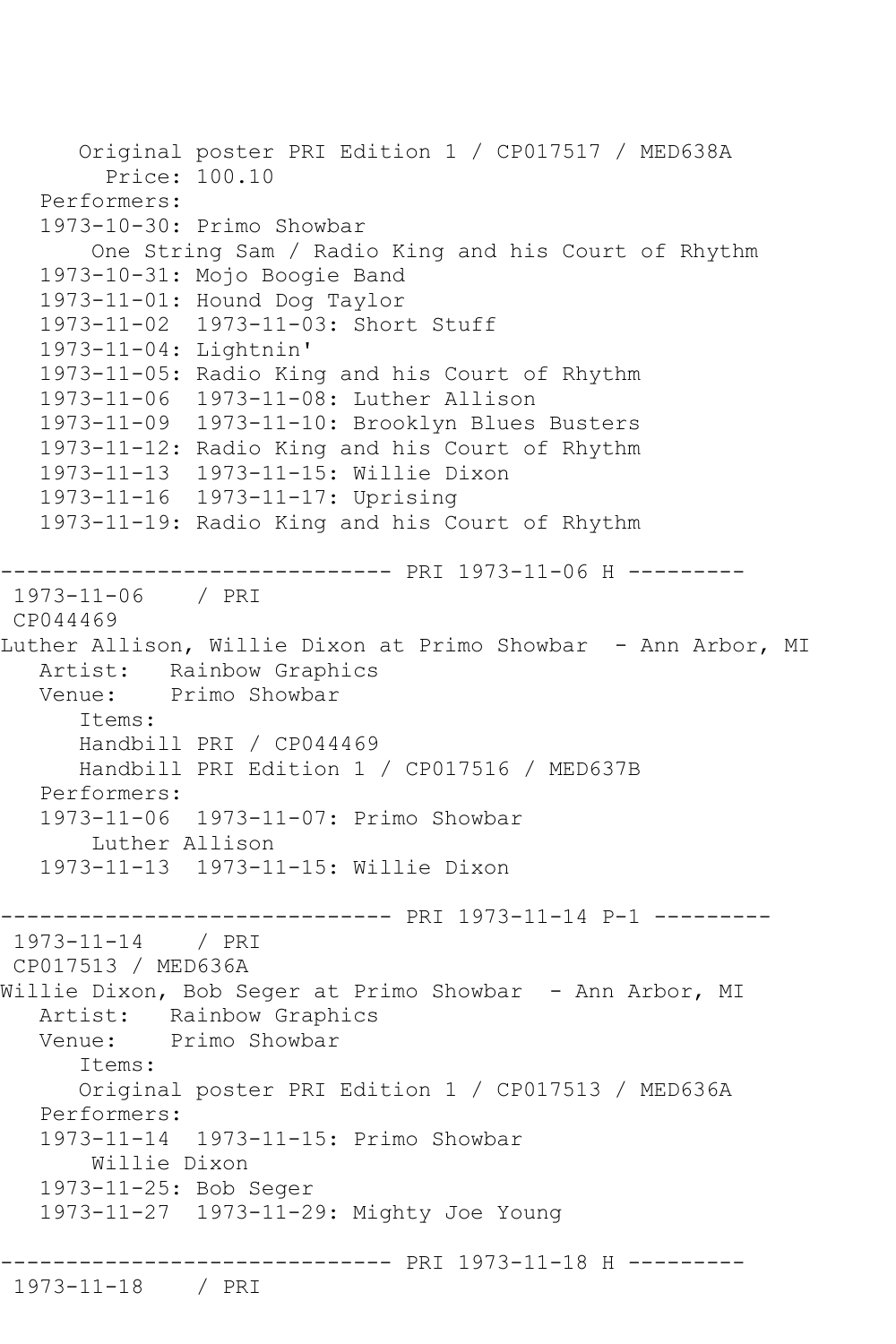```
      Original poster PRI Edition 1 / CP017517 / MED638A
        Price: 100.10
   Performers:
   1973-10-30: Primo Showbar
       One String Sam / Radio King and his Court of Rhythm
   1973-10-31: Mojo Boogie Band
   1973-11-01: Hound Dog Taylor
   1973-11-02  1973-11-03: Short Stuff
   1973-11-04: Lightnin'
   1973-11-05: Radio King and his Court of Rhythm
   1973-11-06  1973-11-08: Luther Allison
   1973-11-09  1973-11-10: Brooklyn Blues Busters
   1973-11-12: Radio King and his Court of Rhythm
   1973-11-13  1973-11-15: Willie Dixon
   1973-11-16  1973-11-17: Uprising
   1973-11-19: Radio King and his Court of Rhythm

------------------------------ PRI 1973-11-06 H ---------
 1973-11-06    / PRI
 CP044469
Luther Allison, Willie Dixon at Primo Showbar  - Ann Arbor, MI
   Artist:   Rainbow Graphics
   Venue:    Primo Showbar
      Items:
      Handbill PRI / CP044469
      Handbill PRI Edition 1 / CP017516 / MED637B
   Performers:
   1973-11-06  1973-11-07: Primo Showbar
       Luther Allison
   1973-11-13  1973-11-15: Willie Dixon

------------------------------ PRI 1973-11-14 P-1 ---------
 1973-11-14    / PRI
 CP017513 / MED636A
Willie Dixon, Bob Seger at Primo Showbar  - Ann Arbor, MI
   Artist:   Rainbow Graphics
   Venue:    Primo Showbar
      Items:
      Original poster PRI Edition 1 / CP017513 / MED636A
   Performers:
   1973-11-14  1973-11-15: Primo Showbar
       Willie Dixon
   1973-11-25: Bob Seger
   1973-11-27  1973-11-29: Mighty Joe Young

------------------------------ PRI 1973-11-18 H ---------
 1973-11-18    / PRI
```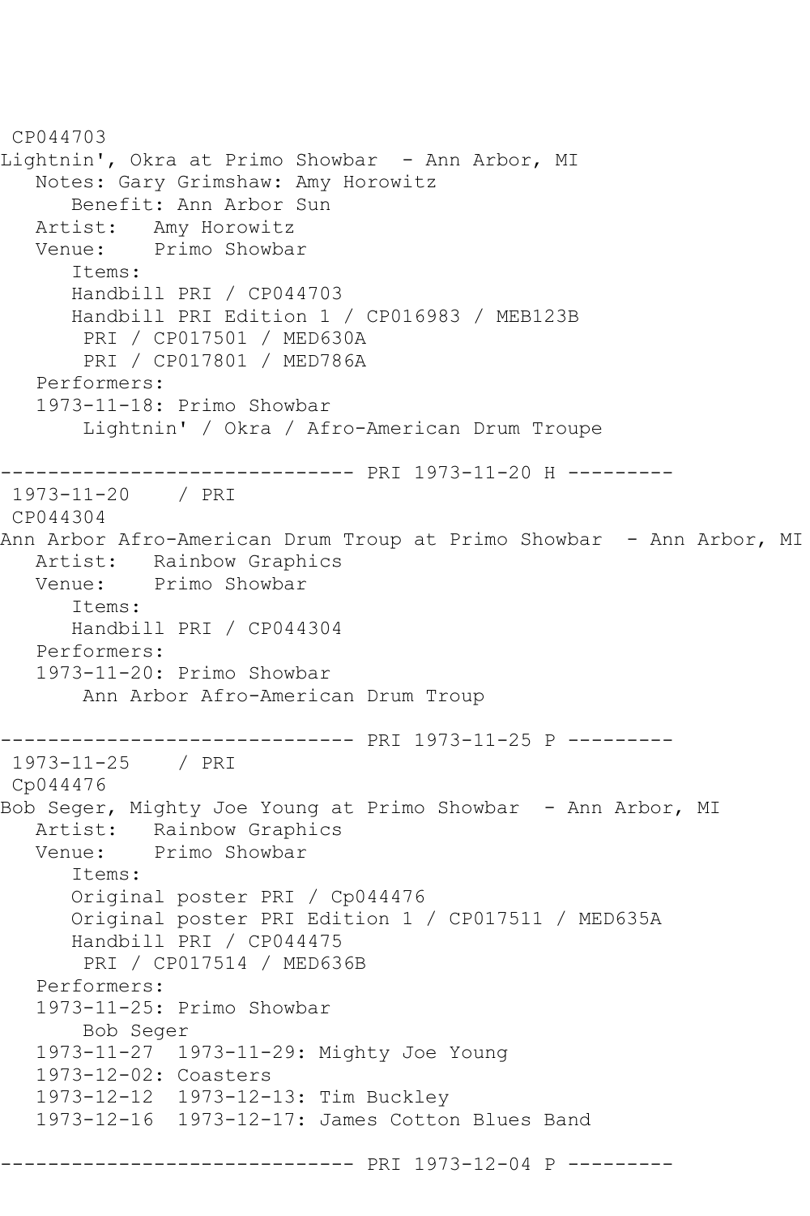CP044703
Lightnin', Okra at Primo Showbar  - Ann Arbor, MI
   Notes: Gary Grimshaw: Amy Horowitz
      Benefit: Ann Arbor Sun
   Artist:   Amy Horowitz
   Venue:    Primo Showbar
      Items:
      Handbill PRI / CP044703
      Handbill PRI Edition 1 / CP016983 / MEB123B
       PRI / CP017501 / MED630A
       PRI / CP017801 / MED786A
   Performers:
   1973-11-18: Primo Showbar
       Lightnin' / Okra / Afro-American Drum Troupe

------------------------------ PRI 1973-11-20 H ---------
1973-11-20    / PRI
CP044304
Ann Arbor Afro-American Drum Troup at Primo Showbar  - Ann Arbor, MI
   Artist:   Rainbow Graphics
   Venue:    Primo Showbar
      Items:
      Handbill PRI / CP044304
   Performers:
   1973-11-20: Primo Showbar
       Ann Arbor Afro-American Drum Troup

------------------------------ PRI 1973-11-25 P ---------
1973-11-25    / PRI
Cp044476
Bob Seger, Mighty Joe Young at Primo Showbar  - Ann Arbor, MI
   Artist:   Rainbow Graphics
   Venue:    Primo Showbar
      Items:
      Original poster PRI / Cp044476
      Original poster PRI Edition 1 / CP017511 / MED635A
      Handbill PRI / CP044475
       PRI / CP017514 / MED636B
   Performers:
   1973-11-25: Primo Showbar
       Bob Seger
   1973-11-27  1973-11-29: Mighty Joe Young
   1973-12-02: Coasters
   1973-12-12  1973-12-13: Tim Buckley
   1973-12-16  1973-12-17: James Cotton Blues Band

------------------------------ PRI 1973-12-04 P ---------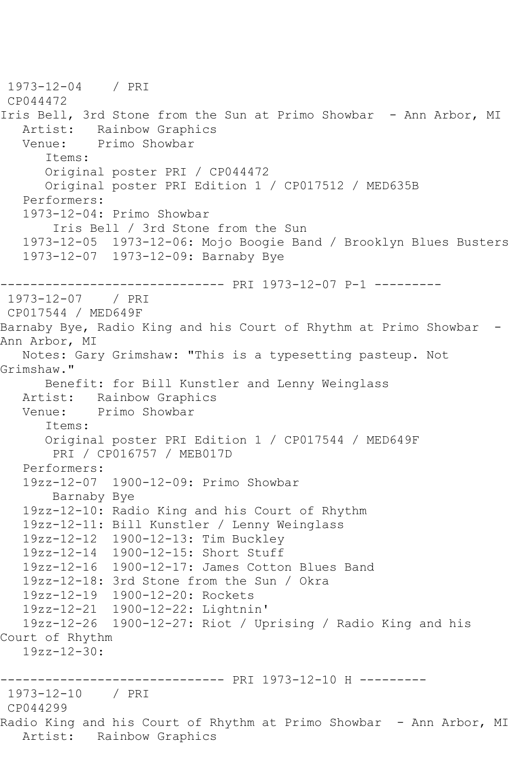```
 1973-12-04    / PRI
 CP044472
Iris Bell, 3rd Stone from the Sun at Primo Showbar  - Ann Arbor, MI
   Artist:   Rainbow Graphics
   Venue:    Primo Showbar
      Items:
      Original poster PRI / CP044472
      Original poster PRI Edition 1 / CP017512 / MED635B
   Performers:
   1973-12-04: Primo Showbar
       Iris Bell / 3rd Stone from the Sun
   1973-12-05  1973-12-06: Mojo Boogie Band / Brooklyn Blues Busters
   1973-12-07  1973-12-09: Barnaby Bye

------------------------------ PRI 1973-12-07 P-1 ---------
 1973-12-07    / PRI
 CP017544 / MED649F
Barnaby Bye, Radio King and his Court of Rhythm at Primo Showbar  -
Ann Arbor, MI
   Notes: Gary Grimshaw: "This is a typesetting pasteup. Not
Grimshaw."
      Benefit: for Bill Kunstler and Lenny Weinglass
   Artist:   Rainbow Graphics
   Venue:    Primo Showbar
      Items:
      Original poster PRI Edition 1 / CP017544 / MED649F
       PRI / CP016757 / MEB017D
   Performers:
   19zz-12-07  1900-12-09: Primo Showbar
       Barnaby Bye
   19zz-12-10: Radio King and his Court of Rhythm
   19zz-12-11: Bill Kunstler / Lenny Weinglass
   19zz-12-12  1900-12-13: Tim Buckley
   19zz-12-14  1900-12-15: Short Stuff
   19zz-12-16  1900-12-17: James Cotton Blues Band
   19zz-12-18: 3rd Stone from the Sun / Okra
   19zz-12-19  1900-12-20: Rockets
   19zz-12-21  1900-12-22: Lightnin'
   19zz-12-26  1900-12-27: Riot / Uprising / Radio King and his
Court of Rhythm
   19zz-12-30:

------------------------------ PRI 1973-12-10 H ---------
 1973-12-10    / PRI
 CP044299
Radio King and his Court of Rhythm at Primo Showbar  - Ann Arbor, MI
   Artist:   Rainbow Graphics
```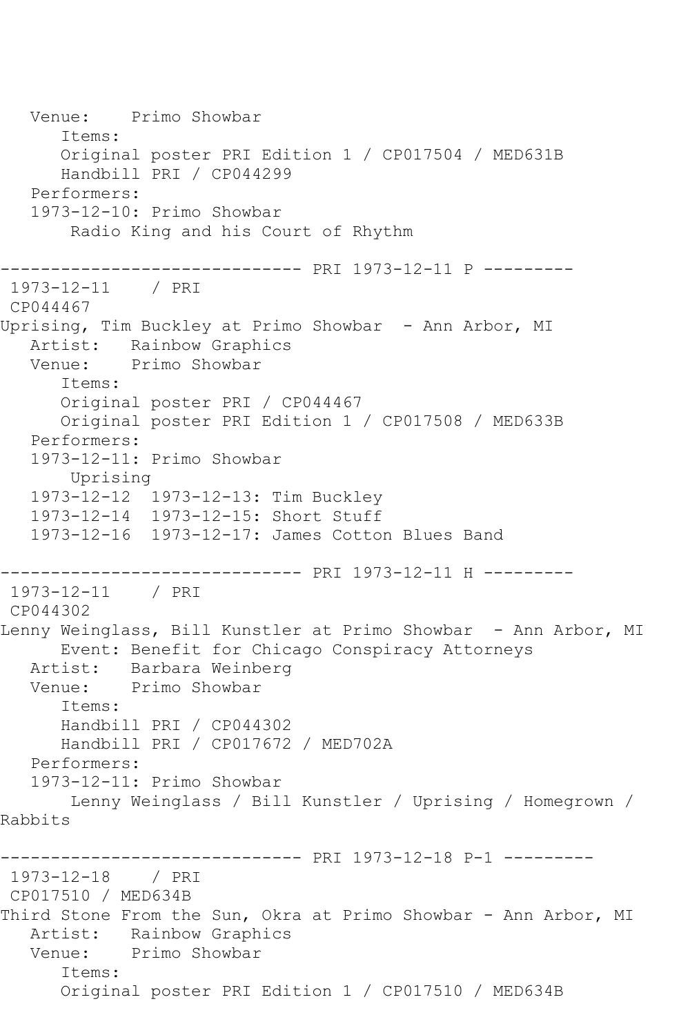```
   Venue:    Primo Showbar
      Items:
      Original poster PRI Edition 1 / CP017504 / MED631B
      Handbill PRI / CP044299
   Performers:
   1973-12-10: Primo Showbar
       Radio King and his Court of Rhythm

------------------------------ PRI 1973-12-11 P ---------
 1973-12-11    / PRI
 CP044467
Uprising, Tim Buckley at Primo Showbar  - Ann Arbor, MI
   Artist:   Rainbow Graphics
   Venue:    Primo Showbar
      Items:
      Original poster PRI / CP044467
      Original poster PRI Edition 1 / CP017508 / MED633B
   Performers:
   1973-12-11: Primo Showbar
       Uprising
   1973-12-12  1973-12-13: Tim Buckley
   1973-12-14  1973-12-15: Short Stuff
   1973-12-16  1973-12-17: James Cotton Blues Band

------------------------------ PRI 1973-12-11 H ---------
 1973-12-11    / PRI
 CP044302
Lenny Weinglass, Bill Kunstler at Primo Showbar  - Ann Arbor, MI
      Event: Benefit for Chicago Conspiracy Attorneys
   Artist:   Barbara Weinberg
   Venue:    Primo Showbar
      Items:
      Handbill PRI / CP044302
      Handbill PRI / CP017672 / MED702A
   Performers:
   1973-12-11: Primo Showbar
       Lenny Weinglass / Bill Kunstler / Uprising / Homegrown /
Rabbits

------------------------------ PRI 1973-12-18 P-1 ---------
 1973-12-18    / PRI
 CP017510 / MED634B
Third Stone From the Sun, Okra at Primo Showbar - Ann Arbor, MI
   Artist:   Rainbow Graphics
   Venue:    Primo Showbar
      Items:
      Original poster PRI Edition 1 / CP017510 / MED634B
```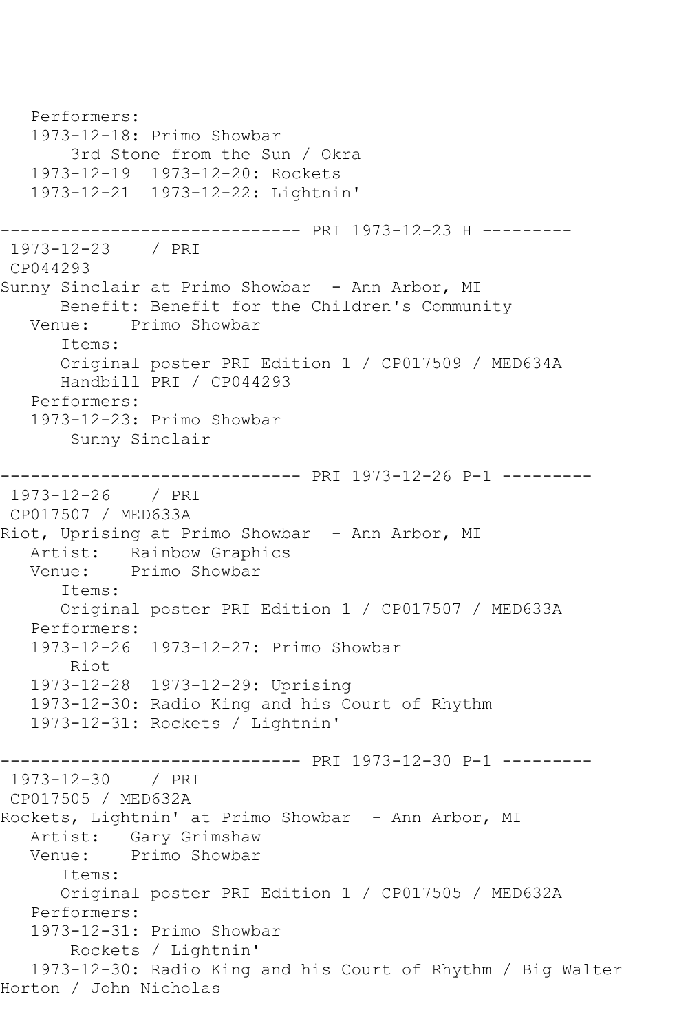```
   Performers:
   1973-12-18: Primo Showbar
       3rd Stone from the Sun / Okra
   1973-12-19  1973-12-20: Rockets
   1973-12-21  1973-12-22: Lightnin'

------------------------------ PRI 1973-12-23 H ---------
 1973-12-23    / PRI
 CP044293
Sunny Sinclair at Primo Showbar  - Ann Arbor, MI
      Benefit: Benefit for the Children's Community
   Venue:    Primo Showbar
      Items:
      Original poster PRI Edition 1 / CP017509 / MED634A
      Handbill PRI / CP044293
   Performers:
   1973-12-23: Primo Showbar
       Sunny Sinclair

------------------------------ PRI 1973-12-26 P-1 ---------
 1973-12-26    / PRI
 CP017507 / MED633A
Riot, Uprising at Primo Showbar  - Ann Arbor, MI
   Artist:   Rainbow Graphics
   Venue:    Primo Showbar
      Items:
      Original poster PRI Edition 1 / CP017507 / MED633A
   Performers:
   1973-12-26  1973-12-27: Primo Showbar
       Riot
   1973-12-28  1973-12-29: Uprising
   1973-12-30: Radio King and his Court of Rhythm
   1973-12-31: Rockets / Lightnin'

------------------------------ PRI 1973-12-30 P-1 ---------
 1973-12-30    / PRI
 CP017505 / MED632A
Rockets, Lightnin' at Primo Showbar  - Ann Arbor, MI
   Artist:   Gary Grimshaw
   Venue:    Primo Showbar
      Items:
      Original poster PRI Edition 1 / CP017505 / MED632A
   Performers:
   1973-12-31: Primo Showbar
       Rockets / Lightnin'
   1973-12-30: Radio King and his Court of Rhythm / Big Walter
Horton / John Nicholas
```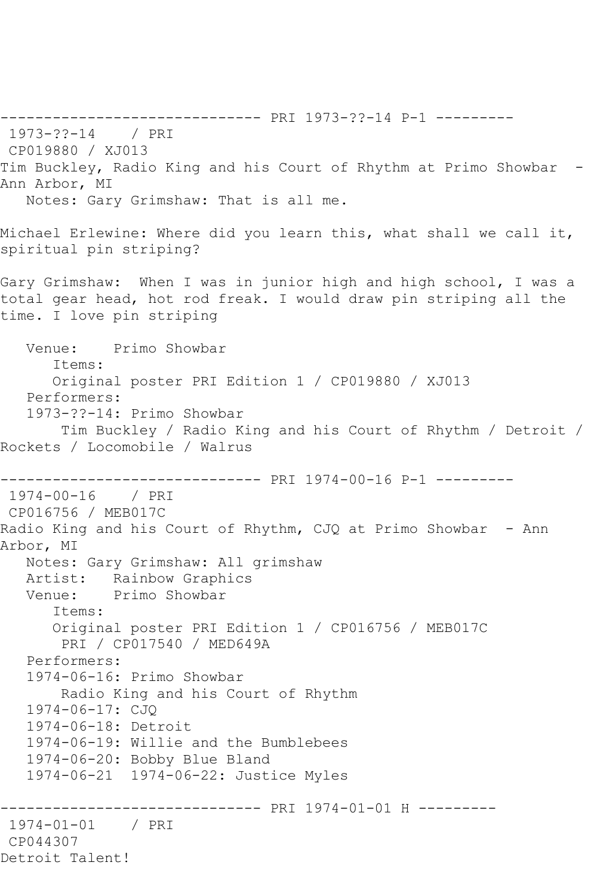------------------------------ PRI 1973-??-14 P-1 ---------
 1973-??-14    / PRI
 CP019880 / XJ013
Tim Buckley, Radio King and his Court of Rhythm at Primo Showbar  - Ann Arbor, MI
   Notes: Gary Grimshaw: That is all me.

Michael Erlewine: Where did you learn this, what shall we call it, spiritual pin striping?

Gary Grimshaw:  When I was in junior high and high school, I was a total gear head, hot rod freak. I would draw pin striping all the time. I love pin striping

   Venue:    Primo Showbar
      Items:
      Original poster PRI Edition 1 / CP019880 / XJ013
   Performers:
   1973-??-14: Primo Showbar
       Tim Buckley / Radio King and his Court of Rhythm / Detroit / Rockets / Locomobile / Walrus

------------------------------ PRI 1974-00-16 P-1 ---------
 1974-00-16    / PRI
 CP016756 / MEB017C
Radio King and his Court of Rhythm, CJQ at Primo Showbar  - Ann Arbor, MI
   Notes: Gary Grimshaw: All grimshaw
   Artist:   Rainbow Graphics
   Venue:    Primo Showbar
      Items:
      Original poster PRI Edition 1 / CP016756 / MEB017C
       PRI / CP017540 / MED649A
   Performers:
   1974-06-16: Primo Showbar
       Radio King and his Court of Rhythm
   1974-06-17: CJQ
   1974-06-18: Detroit
   1974-06-19: Willie and the Bumblebees
   1974-06-20: Bobby Blue Bland
   1974-06-21  1974-06-22: Justice Myles

------------------------------ PRI 1974-01-01 H ---------
 1974-01-01    / PRI
 CP044307
Detroit Talent!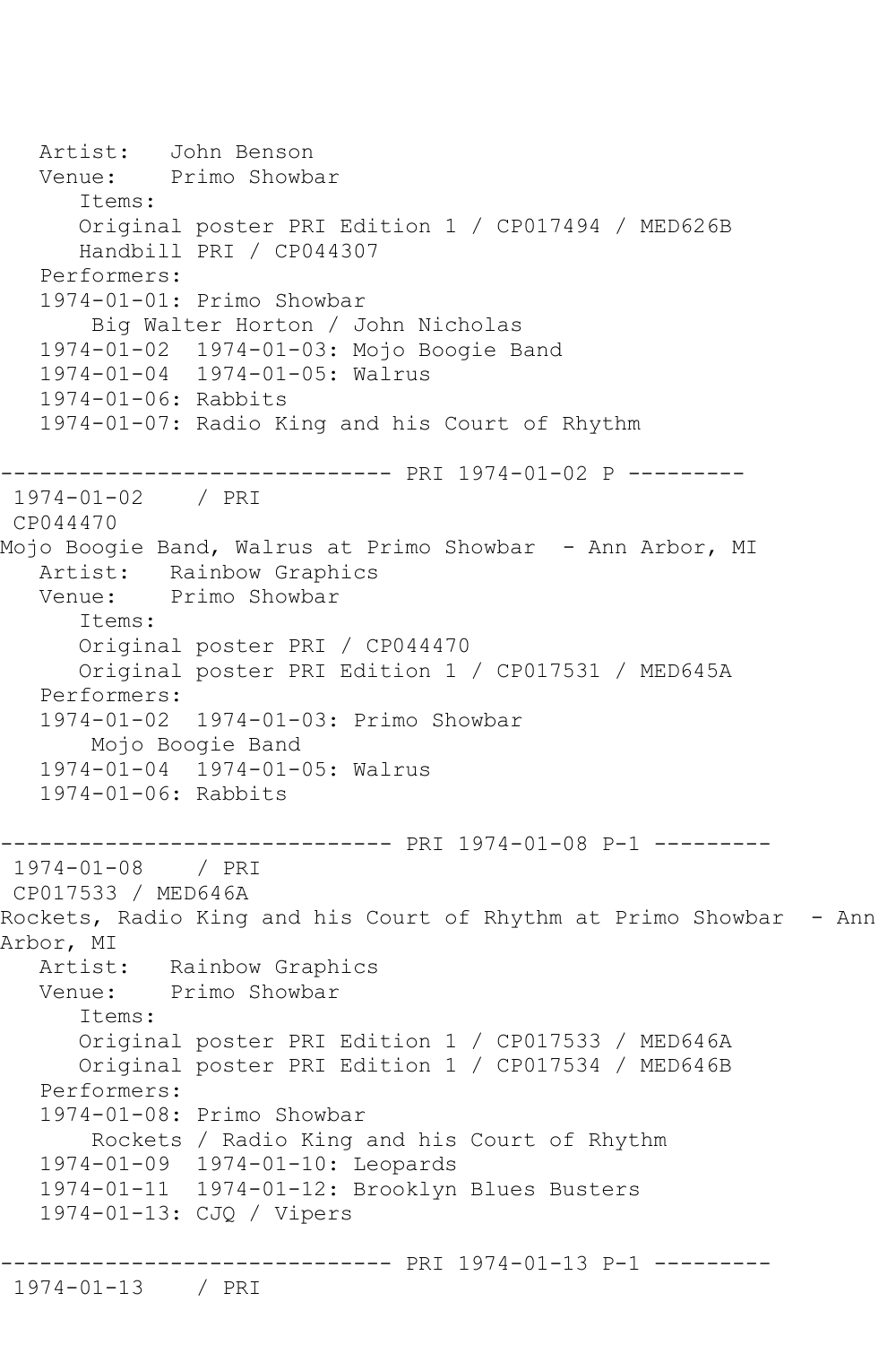```
   Artist:   John Benson
   Venue:    Primo Showbar
      Items:
      Original poster PRI Edition 1 / CP017494 / MED626B
      Handbill PRI / CP044307
   Performers:
   1974-01-01: Primo Showbar
       Big Walter Horton / John Nicholas
   1974-01-02  1974-01-03: Mojo Boogie Band
   1974-01-04  1974-01-05: Walrus
   1974-01-06: Rabbits
   1974-01-07: Radio King and his Court of Rhythm

------------------------------ PRI 1974-01-02 P ---------
 1974-01-02    / PRI
 CP044470
Mojo Boogie Band, Walrus at Primo Showbar  - Ann Arbor, MI
   Artist:   Rainbow Graphics
   Venue:    Primo Showbar
      Items:
      Original poster PRI / CP044470
      Original poster PRI Edition 1 / CP017531 / MED645A
   Performers:
   1974-01-02  1974-01-03: Primo Showbar
       Mojo Boogie Band
   1974-01-04  1974-01-05: Walrus
   1974-01-06: Rabbits

------------------------------ PRI 1974-01-08 P-1 ---------
 1974-01-08    / PRI
 CP017533 / MED646A
Rockets, Radio King and his Court of Rhythm at Primo Showbar  - Ann
Arbor, MI
   Artist:   Rainbow Graphics
   Venue:    Primo Showbar
      Items:
      Original poster PRI Edition 1 / CP017533 / MED646A
      Original poster PRI Edition 1 / CP017534 / MED646B
   Performers:
   1974-01-08: Primo Showbar
       Rockets / Radio King and his Court of Rhythm
   1974-01-09  1974-01-10: Leopards
   1974-01-11  1974-01-12: Brooklyn Blues Busters
   1974-01-13: CJQ / Vipers

------------------------------ PRI 1974-01-13 P-1 ---------
 1974-01-13    / PRI
```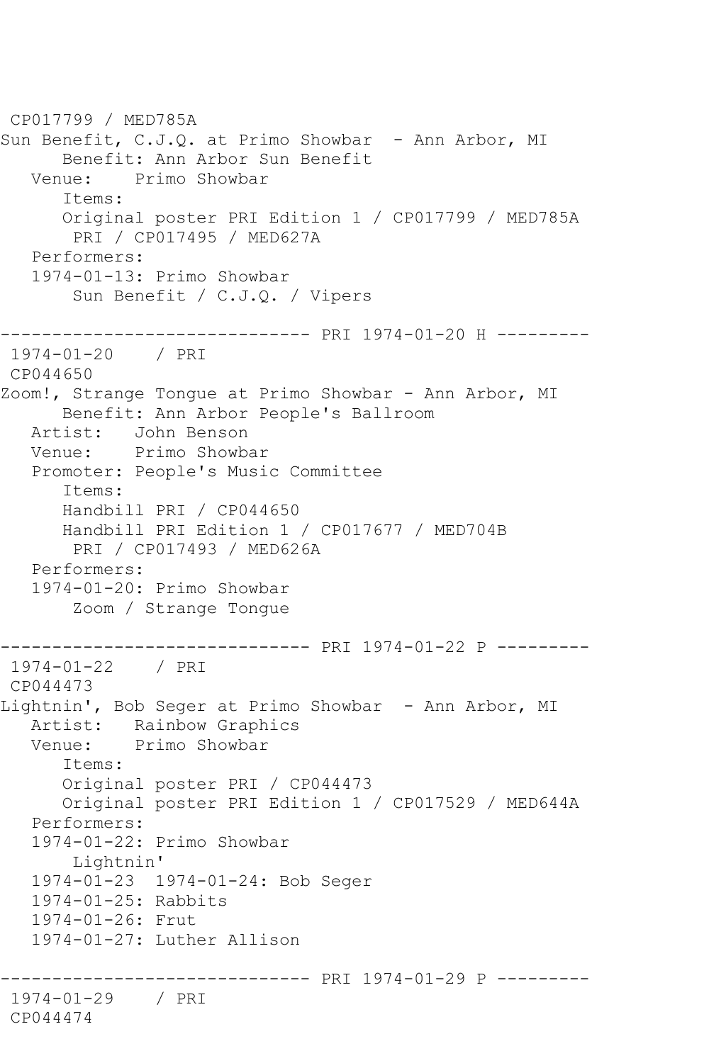```
 CP017799 / MED785A
Sun Benefit, C.J.Q. at Primo Showbar  - Ann Arbor, MI
      Benefit: Ann Arbor Sun Benefit
   Venue:    Primo Showbar
      Items:
      Original poster PRI Edition 1 / CP017799 / MED785A
       PRI / CP017495 / MED627A
   Performers:
   1974-01-13: Primo Showbar
       Sun Benefit / C.J.Q. / Vipers

------------------------------ PRI 1974-01-20 H ---------
 1974-01-20    / PRI
 CP044650
Zoom!, Strange Tongue at Primo Showbar - Ann Arbor, MI
      Benefit: Ann Arbor People's Ballroom
   Artist:   John Benson
   Venue:    Primo Showbar
   Promoter: People's Music Committee
      Items:
      Handbill PRI / CP044650
      Handbill PRI Edition 1 / CP017677 / MED704B
       PRI / CP017493 / MED626A
   Performers:
   1974-01-20: Primo Showbar
       Zoom / Strange Tongue

------------------------------ PRI 1974-01-22 P ---------
 1974-01-22    / PRI
 CP044473
Lightnin', Bob Seger at Primo Showbar  - Ann Arbor, MI
   Artist:   Rainbow Graphics
   Venue:    Primo Showbar
      Items:
      Original poster PRI / CP044473
      Original poster PRI Edition 1 / CP017529 / MED644A
   Performers:
   1974-01-22: Primo Showbar
       Lightnin'
   1974-01-23  1974-01-24: Bob Seger
   1974-01-25: Rabbits
   1974-01-26: Frut
   1974-01-27: Luther Allison

------------------------------ PRI 1974-01-29 P ---------
 1974-01-29    / PRI
 CP044474
```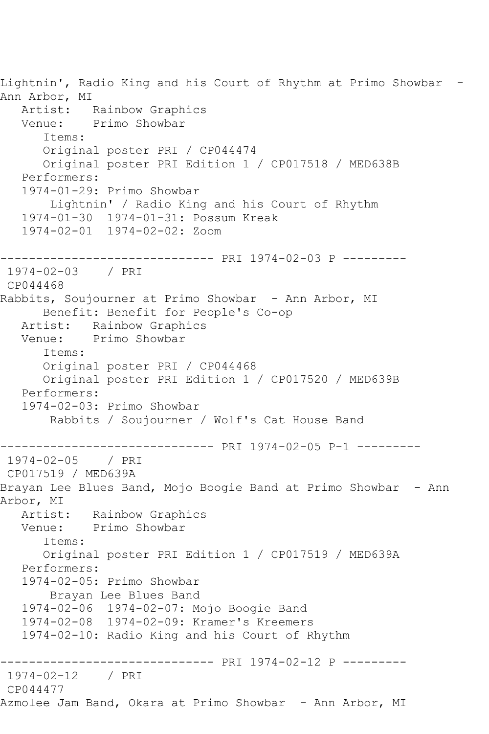Lightnin', Radio King and his Court of Rhythm at Primo Showbar - Ann Arbor, MI

Artist: Rainbow Graphics
Venue: Primo Showbar
Items:
Original poster PRI / CP044474
Original poster PRI Edition 1 / CP017518 / MED638B
Performers:
1974-01-29: Primo Showbar
Lightnin' / Radio King and his Court of Rhythm
1974-01-30 1974-01-31: Possum Kreak
1974-02-01 1974-02-02: Zoom

------------------------------ PRI 1974-02-03 P ---------

1974-02-03 / PRI
CP044468
Rabbits, Soujourner at Primo Showbar - Ann Arbor, MI
Benefit: Benefit for People's Co-op
Artist: Rainbow Graphics
Venue: Primo Showbar
Items:
Original poster PRI / CP044468
Original poster PRI Edition 1 / CP017520 / MED639B
Performers:
1974-02-03: Primo Showbar
Rabbits / Soujourner / Wolf's Cat House Band

------------------------------ PRI 1974-02-05 P-1 ---------

1974-02-05 / PRI
CP017519 / MED639A
Brayan Lee Blues Band, Mojo Boogie Band at Primo Showbar - Ann Arbor, MI
Artist: Rainbow Graphics
Venue: Primo Showbar
Items:
Original poster PRI Edition 1 / CP017519 / MED639A
Performers:
1974-02-05: Primo Showbar
Brayan Lee Blues Band
1974-02-06 1974-02-07: Mojo Boogie Band
1974-02-08 1974-02-09: Kramer's Kreemers
1974-02-10: Radio King and his Court of Rhythm

------------------------------ PRI 1974-02-12 P ---------

1974-02-12 / PRI
CP044477
Azmolee Jam Band, Okara at Primo Showbar - Ann Arbor, MI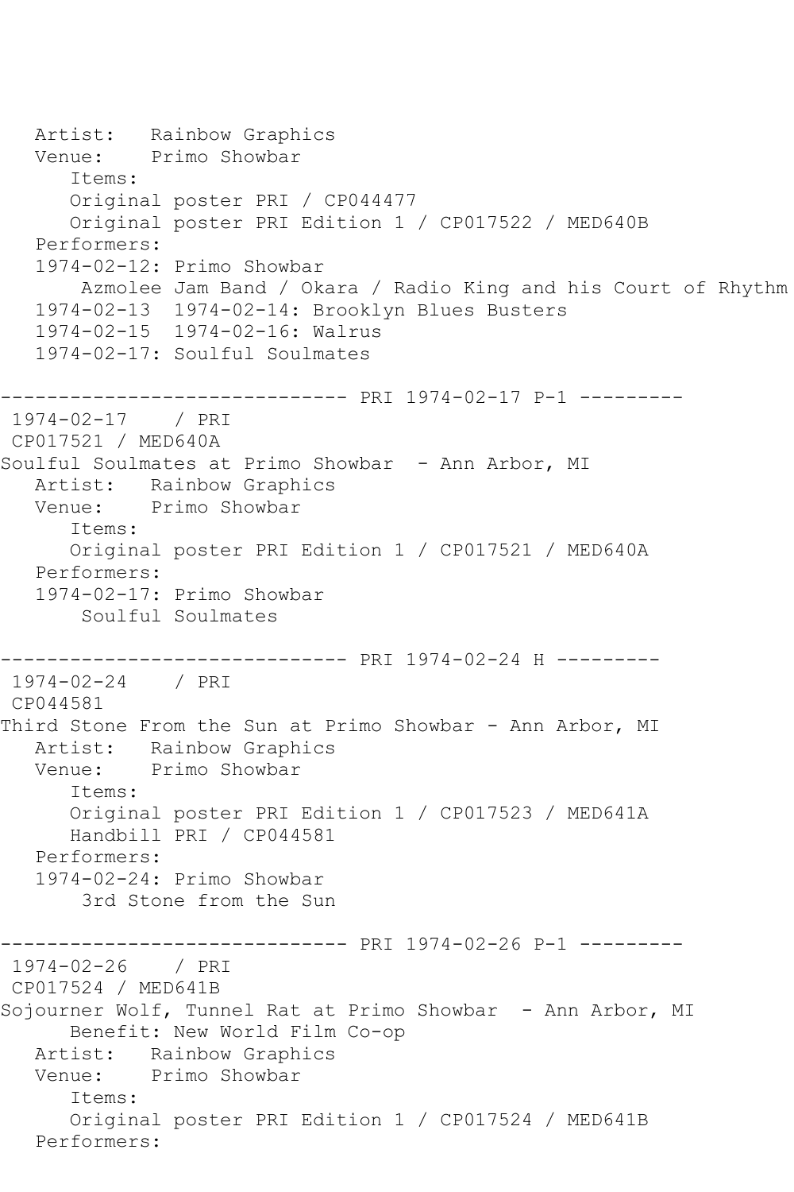```
   Artist:   Rainbow Graphics
   Venue:    Primo Showbar
      Items:
      Original poster PRI / CP044477
      Original poster PRI Edition 1 / CP017522 / MED640B
   Performers:
   1974-02-12: Primo Showbar
       Azmolee Jam Band / Okara / Radio King and his Court of Rhythm
   1974-02-13  1974-02-14: Brooklyn Blues Busters
   1974-02-15  1974-02-16: Walrus
   1974-02-17: Soulful Soulmates

------------------------------ PRI 1974-02-17 P-1 ---------
 1974-02-17    / PRI
 CP017521 / MED640A
Soulful Soulmates at Primo Showbar  - Ann Arbor, MI
   Artist:   Rainbow Graphics
   Venue:    Primo Showbar
      Items:
      Original poster PRI Edition 1 / CP017521 / MED640A
   Performers:
   1974-02-17: Primo Showbar
       Soulful Soulmates

------------------------------ PRI 1974-02-24 H ---------
 1974-02-24    / PRI
 CP044581
Third Stone From the Sun at Primo Showbar - Ann Arbor, MI
   Artist:   Rainbow Graphics
   Venue:    Primo Showbar
      Items:
      Original poster PRI Edition 1 / CP017523 / MED641A
      Handbill PRI / CP044581
   Performers:
   1974-02-24: Primo Showbar
       3rd Stone from the Sun

------------------------------ PRI 1974-02-26 P-1 ---------
 1974-02-26    / PRI
 CP017524 / MED641B
Sojourner Wolf, Tunnel Rat at Primo Showbar  - Ann Arbor, MI
      Benefit: New World Film Co-op
   Artist:   Rainbow Graphics
   Venue:    Primo Showbar
      Items:
      Original poster PRI Edition 1 / CP017524 / MED641B
   Performers:
```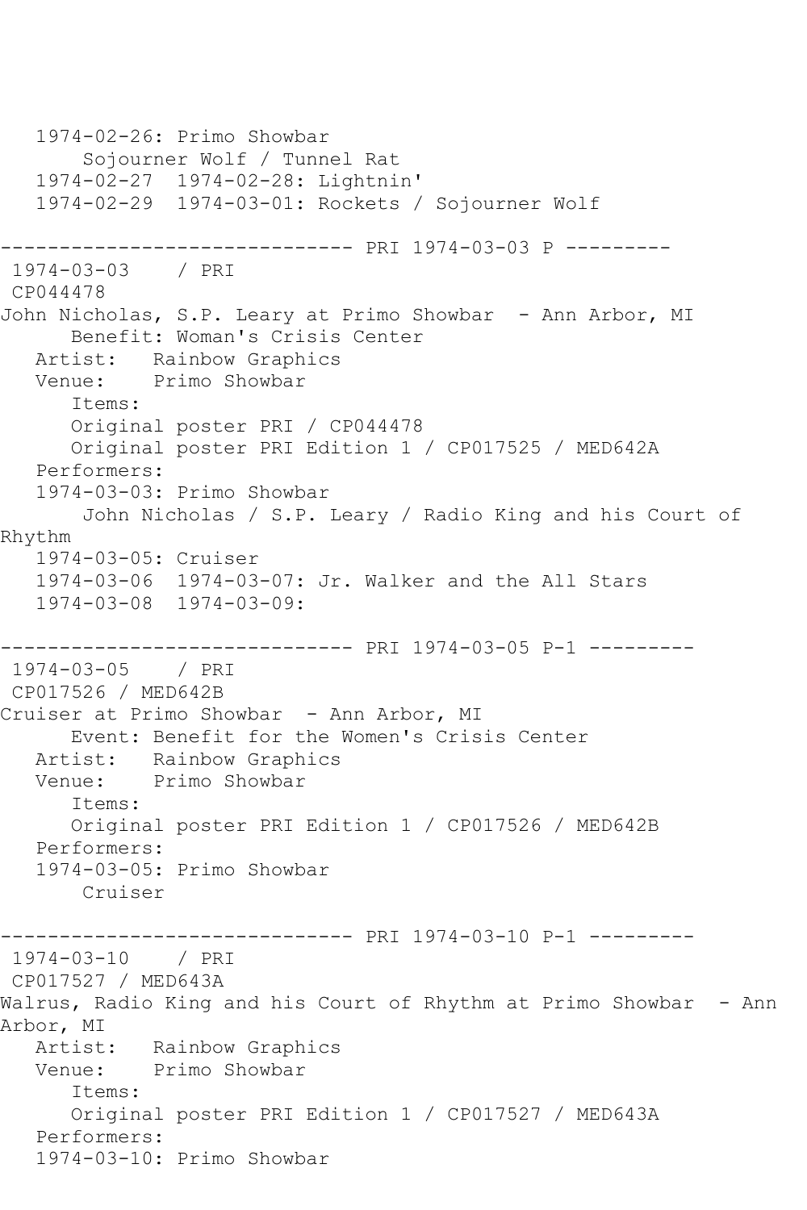```
   1974-02-26: Primo Showbar
       Sojourner Wolf / Tunnel Rat
   1974-02-27  1974-02-28: Lightnin'
   1974-02-29  1974-03-01: Rockets / Sojourner Wolf

------------------------------ PRI 1974-03-03 P ---------
 1974-03-03    / PRI
 CP044478
John Nicholas, S.P. Leary at Primo Showbar  - Ann Arbor, MI
      Benefit: Woman's Crisis Center
   Artist:   Rainbow Graphics
   Venue:    Primo Showbar
      Items:
      Original poster PRI / CP044478
      Original poster PRI Edition 1 / CP017525 / MED642A
   Performers:
   1974-03-03: Primo Showbar
       John Nicholas / S.P. Leary / Radio King and his Court of
Rhythm
   1974-03-05: Cruiser
   1974-03-06  1974-03-07: Jr. Walker and the All Stars
   1974-03-08  1974-03-09:

------------------------------ PRI 1974-03-05 P-1 ---------
 1974-03-05    / PRI
 CP017526 / MED642B
Cruiser at Primo Showbar  - Ann Arbor, MI
      Event: Benefit for the Women's Crisis Center
   Artist:   Rainbow Graphics
   Venue:    Primo Showbar
      Items:
      Original poster PRI Edition 1 / CP017526 / MED642B
   Performers:
   1974-03-05: Primo Showbar
       Cruiser

------------------------------ PRI 1974-03-10 P-1 ---------
 1974-03-10    / PRI
 CP017527 / MED643A
Walrus, Radio King and his Court of Rhythm at Primo Showbar  - Ann
Arbor, MI
   Artist:   Rainbow Graphics
   Venue:    Primo Showbar
      Items:
      Original poster PRI Edition 1 / CP017527 / MED643A
   Performers:
   1974-03-10: Primo Showbar
```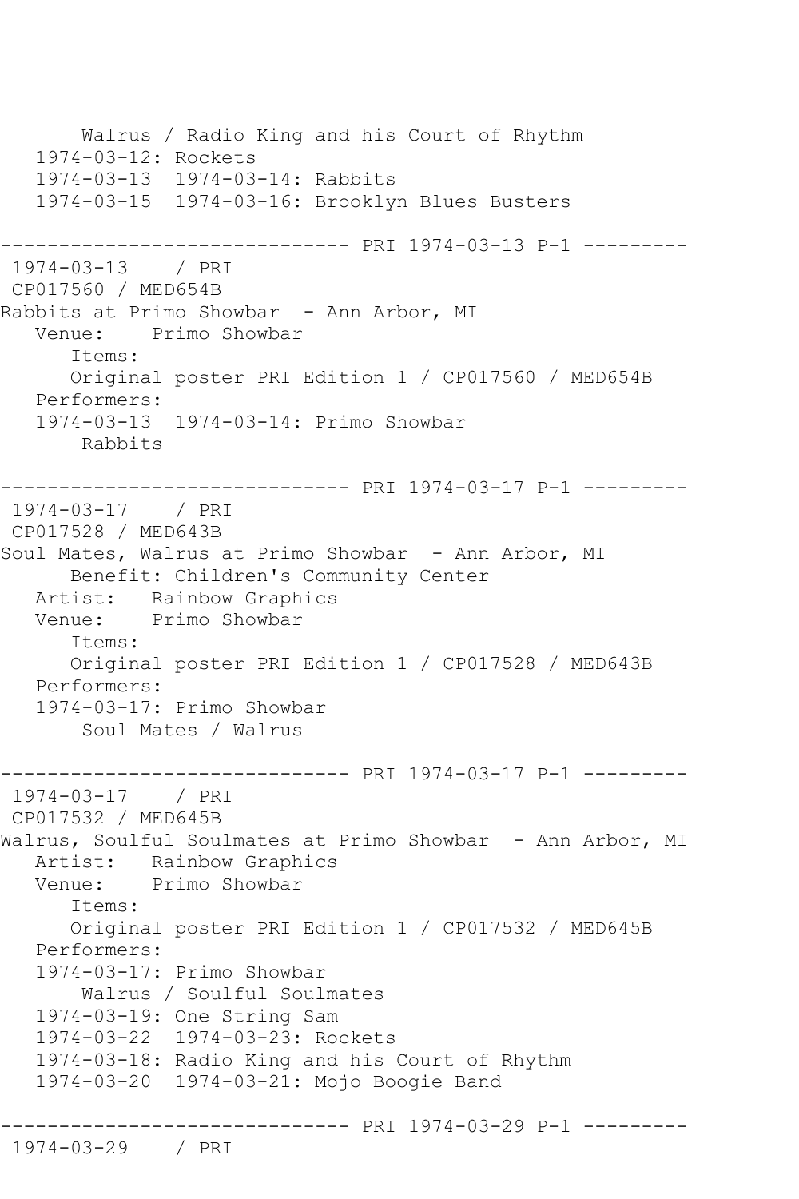```
      Walrus / Radio King and his Court of Rhythm
   1974-03-12: Rockets
   1974-03-13  1974-03-14: Rabbits
   1974-03-15  1974-03-16: Brooklyn Blues Busters

------------------------------ PRI 1974-03-13 P-1 ---------
 1974-03-13    / PRI
 CP017560 / MED654B
Rabbits at Primo Showbar  - Ann Arbor, MI
   Venue:    Primo Showbar
      Items:
      Original poster PRI Edition 1 / CP017560 / MED654B
   Performers:
   1974-03-13  1974-03-14: Primo Showbar
       Rabbits

------------------------------ PRI 1974-03-17 P-1 ---------
 1974-03-17    / PRI
 CP017528 / MED643B
Soul Mates, Walrus at Primo Showbar  - Ann Arbor, MI
      Benefit: Children's Community Center
   Artist:   Rainbow Graphics
   Venue:    Primo Showbar
      Items:
      Original poster PRI Edition 1 / CP017528 / MED643B
   Performers:
   1974-03-17: Primo Showbar
       Soul Mates / Walrus

------------------------------ PRI 1974-03-17 P-1 ---------
 1974-03-17    / PRI
 CP017532 / MED645B
Walrus, Soulful Soulmates at Primo Showbar  - Ann Arbor, MI
   Artist:   Rainbow Graphics
   Venue:    Primo Showbar
      Items:
      Original poster PRI Edition 1 / CP017532 / MED645B
   Performers:
   1974-03-17: Primo Showbar
       Walrus / Soulful Soulmates
   1974-03-19: One String Sam
   1974-03-22  1974-03-23: Rockets
   1974-03-18: Radio King and his Court of Rhythm
   1974-03-20  1974-03-21: Mojo Boogie Band

------------------------------ PRI 1974-03-29 P-1 ---------
 1974-03-29    / PRI
```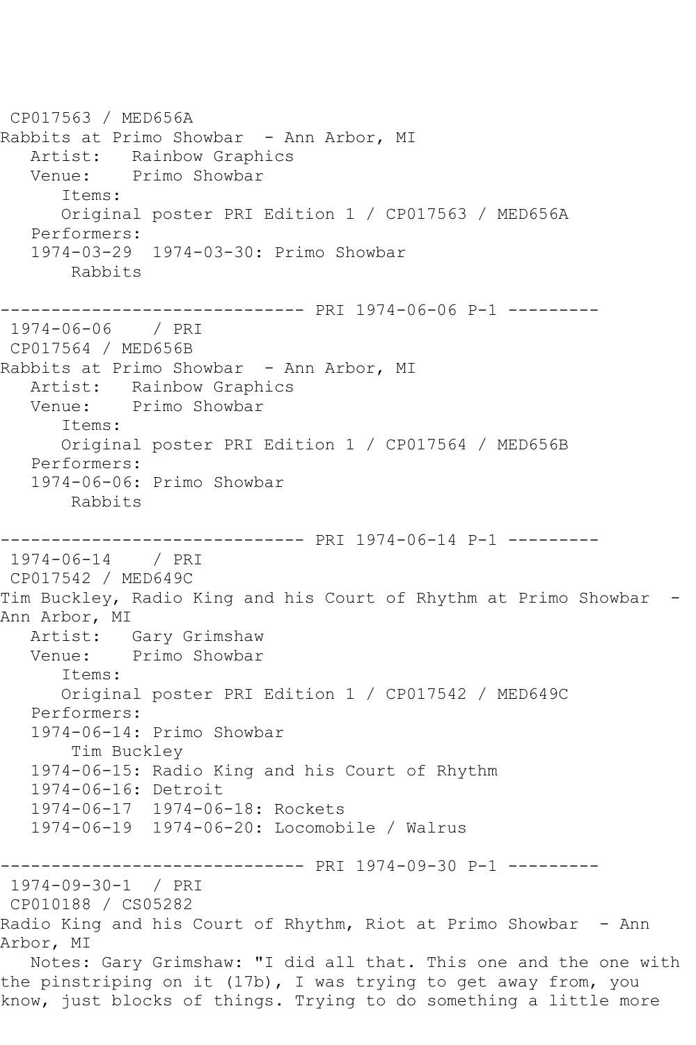CP017563 / MED656A
Rabbits at Primo Showbar  - Ann Arbor, MI
   Artist:   Rainbow Graphics
   Venue:    Primo Showbar
      Items:
      Original poster PRI Edition 1 / CP017563 / MED656A
   Performers:
   1974-03-29  1974-03-30: Primo Showbar
       Rabbits

------------------------------ PRI 1974-06-06 P-1 ---------
 1974-06-06    / PRI
 CP017564 / MED656B
Rabbits at Primo Showbar  - Ann Arbor, MI
   Artist:   Rainbow Graphics
   Venue:    Primo Showbar
      Items:
      Original poster PRI Edition 1 / CP017564 / MED656B
   Performers:
   1974-06-06: Primo Showbar
       Rabbits

------------------------------ PRI 1974-06-14 P-1 ---------
 1974-06-14    / PRI
 CP017542 / MED649C
Tim Buckley, Radio King and his Court of Rhythm at Primo Showbar  - Ann Arbor, MI
   Artist:   Gary Grimshaw
   Venue:    Primo Showbar
      Items:
      Original poster PRI Edition 1 / CP017542 / MED649C
   Performers:
   1974-06-14: Primo Showbar
       Tim Buckley
   1974-06-15: Radio King and his Court of Rhythm
   1974-06-16: Detroit
   1974-06-17  1974-06-18: Rockets
   1974-06-19  1974-06-20: Locomobile / Walrus

------------------------------ PRI 1974-09-30 P-1 ---------
 1974-09-30-1  / PRI
 CP010188 / CS05282
Radio King and his Court of Rhythm, Riot at Primo Showbar  - Ann Arbor, MI
   Notes: Gary Grimshaw: "I did all that. This one and the one with the pinstriping on it (17b), I was trying to get away from, you know, just blocks of things. Trying to do something a little more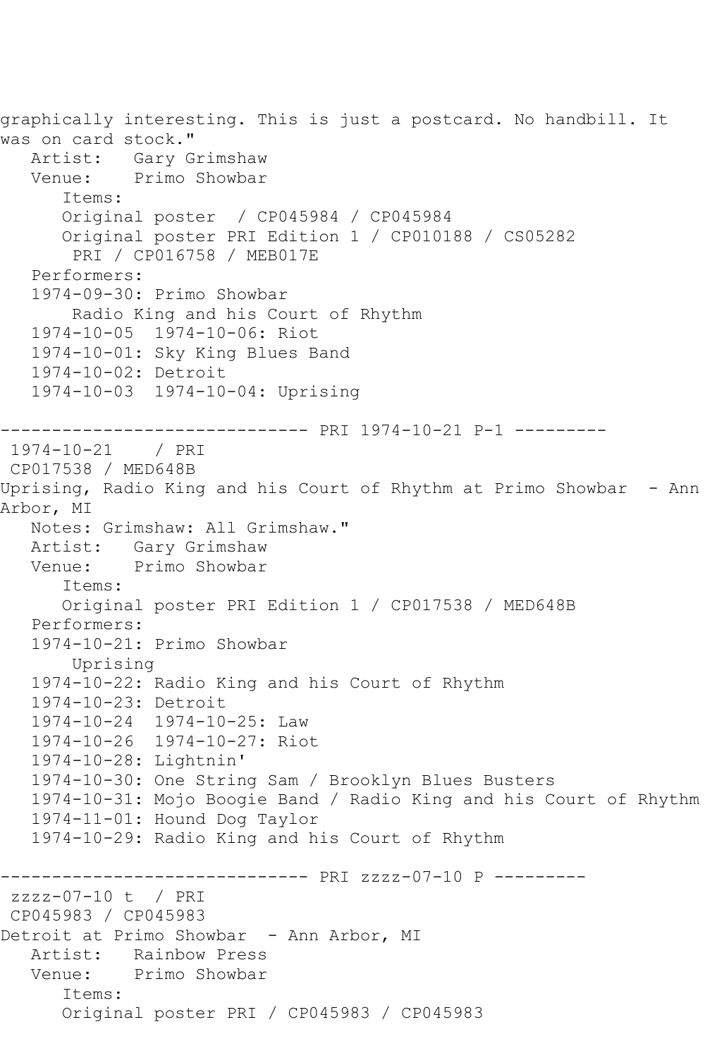```
graphically interesting. This is just a postcard. No handbill. It
was on card stock."
   Artist:   Gary Grimshaw
   Venue:    Primo Showbar
      Items:
      Original poster  / CP045984 / CP045984
      Original poster PRI Edition 1 / CP010188 / CS05282
       PRI / CP016758 / MEB017E
   Performers:
   1974-09-30: Primo Showbar
       Radio King and his Court of Rhythm
   1974-10-05  1974-10-06: Riot
   1974-10-01: Sky King Blues Band
   1974-10-02: Detroit
   1974-10-03  1974-10-04: Uprising

------------------------------ PRI 1974-10-21 P-1 ---------
 1974-10-21    / PRI
 CP017538 / MED648B
Uprising, Radio King and his Court of Rhythm at Primo Showbar  - Ann
Arbor, MI
   Notes: Grimshaw: All Grimshaw."
   Artist:   Gary Grimshaw
   Venue:    Primo Showbar
      Items:
      Original poster PRI Edition 1 / CP017538 / MED648B
   Performers:
   1974-10-21: Primo Showbar
       Uprising
   1974-10-22: Radio King and his Court of Rhythm
   1974-10-23: Detroit
   1974-10-24  1974-10-25: Law
   1974-10-26  1974-10-27: Riot
   1974-10-28: Lightnin'
   1974-10-30: One String Sam / Brooklyn Blues Busters
   1974-10-31: Mojo Boogie Band / Radio King and his Court of Rhythm
   1974-11-01: Hound Dog Taylor
   1974-10-29: Radio King and his Court of Rhythm

------------------------------ PRI zzzz-07-10 P ---------
 zzzz-07-10 t  / PRI
 CP045983 / CP045983
Detroit at Primo Showbar  - Ann Arbor, MI
   Artist:   Rainbow Press
   Venue:    Primo Showbar
      Items:
      Original poster PRI / CP045983 / CP045983
```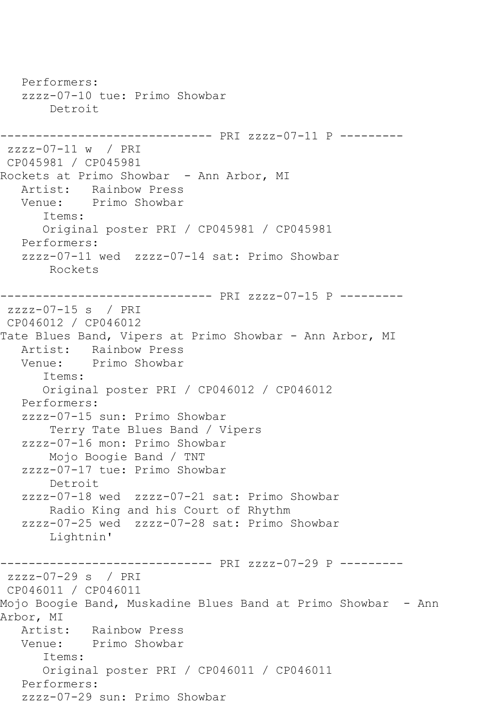```
   Performers:
   zzzz-07-10 tue: Primo Showbar
       Detroit

------------------------------ PRI zzzz-07-11 P ---------
 zzzz-07-11 w  / PRI
 CP045981 / CP045981
Rockets at Primo Showbar  - Ann Arbor, MI
   Artist:   Rainbow Press
   Venue:    Primo Showbar
      Items:
      Original poster PRI / CP045981 / CP045981
   Performers:
   zzzz-07-11 wed  zzzz-07-14 sat: Primo Showbar
       Rockets

------------------------------ PRI zzzz-07-15 P ---------
 zzzz-07-15 s  / PRI
 CP046012 / CP046012
Tate Blues Band, Vipers at Primo Showbar - Ann Arbor, MI
   Artist:   Rainbow Press
   Venue:    Primo Showbar
      Items:
      Original poster PRI / CP046012 / CP046012
   Performers:
   zzzz-07-15 sun: Primo Showbar
       Terry Tate Blues Band / Vipers
   zzzz-07-16 mon: Primo Showbar
       Mojo Boogie Band / TNT
   zzzz-07-17 tue: Primo Showbar
       Detroit
   zzzz-07-18 wed  zzzz-07-21 sat: Primo Showbar
       Radio King and his Court of Rhythm
   zzzz-07-25 wed  zzzz-07-28 sat: Primo Showbar
       Lightnin'

------------------------------ PRI zzzz-07-29 P ---------
 zzzz-07-29 s  / PRI
 CP046011 / CP046011
Mojo Boogie Band, Muskadine Blues Band at Primo Showbar  - Ann
Arbor, MI
   Artist:   Rainbow Press
   Venue:    Primo Showbar
      Items:
      Original poster PRI / CP046011 / CP046011
   Performers:
   zzzz-07-29 sun: Primo Showbar
```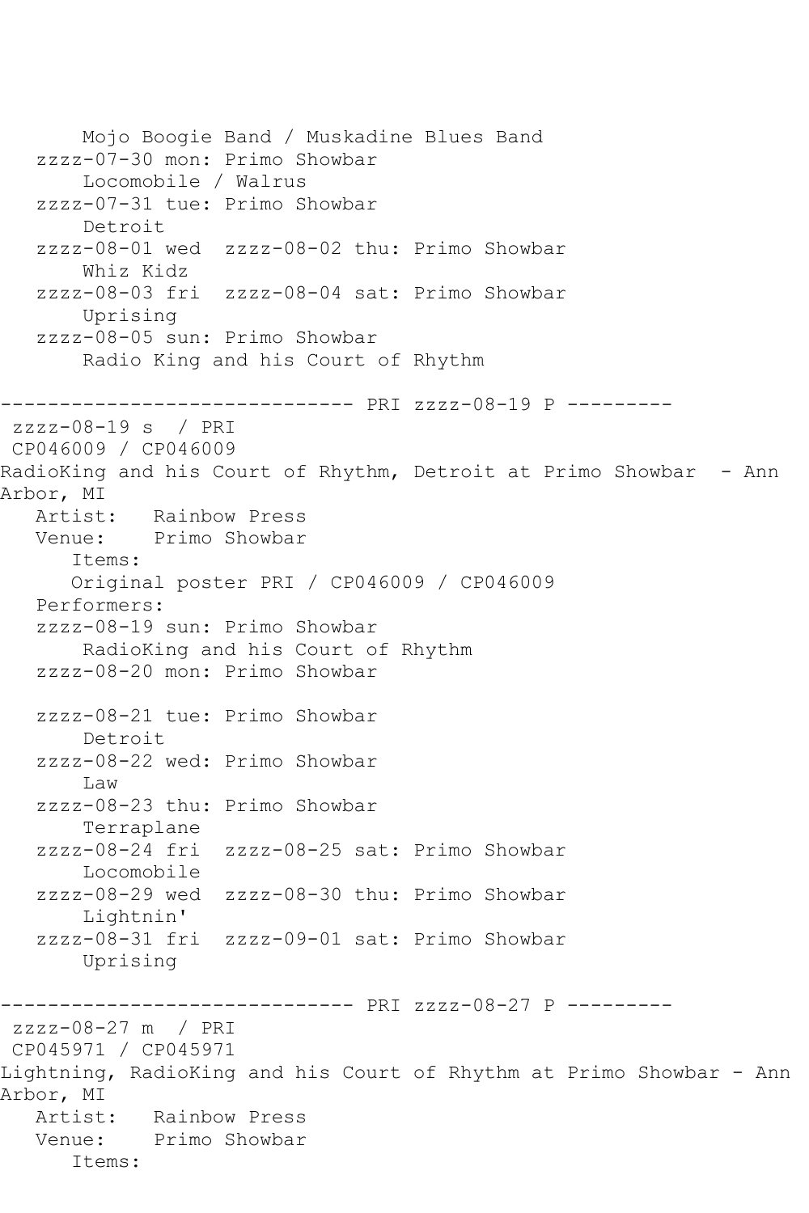```
       Mojo Boogie Band / Muskadine Blues Band
   zzzz-07-30 mon: Primo Showbar
       Locomobile / Walrus
   zzzz-07-31 tue: Primo Showbar
       Detroit
   zzzz-08-01 wed  zzzz-08-02 thu: Primo Showbar
       Whiz Kidz
   zzzz-08-03 fri  zzzz-08-04 sat: Primo Showbar
       Uprising
   zzzz-08-05 sun: Primo Showbar
       Radio King and his Court of Rhythm

------------------------------ PRI zzzz-08-19 P ---------
 zzzz-08-19 s  / PRI
 CP046009 / CP046009
RadioKing and his Court of Rhythm, Detroit at Primo Showbar  - Ann
Arbor, MI
   Artist:   Rainbow Press
   Venue:    Primo Showbar
      Items:
      Original poster PRI / CP046009 / CP046009
   Performers:
   zzzz-08-19 sun: Primo Showbar
       RadioKing and his Court of Rhythm
   zzzz-08-20 mon: Primo Showbar

   zzzz-08-21 tue: Primo Showbar
       Detroit
   zzzz-08-22 wed: Primo Showbar
       Law
   zzzz-08-23 thu: Primo Showbar
       Terraplane
   zzzz-08-24 fri  zzzz-08-25 sat: Primo Showbar
       Locomobile
   zzzz-08-29 wed  zzzz-08-30 thu: Primo Showbar
       Lightnin'
   zzzz-08-31 fri  zzzz-09-01 sat: Primo Showbar
       Uprising

------------------------------ PRI zzzz-08-27 P ---------
 zzzz-08-27 m  / PRI
 CP045971 / CP045971
Lightning, RadioKing and his Court of Rhythm at Primo Showbar - Ann
Arbor, MI
   Artist:   Rainbow Press
   Venue:    Primo Showbar
      Items:
```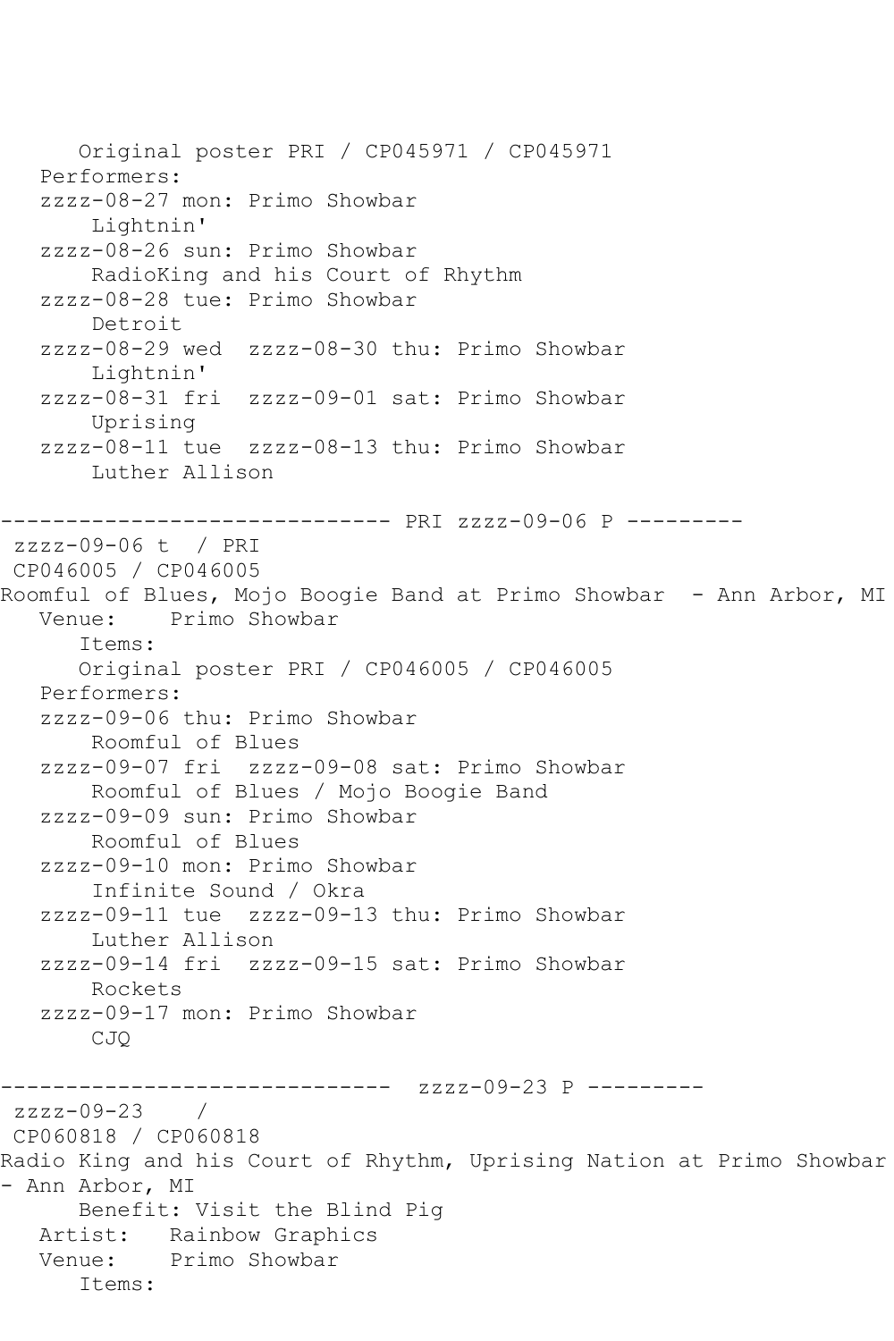```
      Original poster PRI / CP045971 / CP045971
   Performers:
   zzzz-08-27 mon: Primo Showbar
       Lightnin'
   zzzz-08-26 sun: Primo Showbar
       RadioKing and his Court of Rhythm
   zzzz-08-28 tue: Primo Showbar
       Detroit
   zzzz-08-29 wed  zzzz-08-30 thu: Primo Showbar
       Lightnin'
   zzzz-08-31 fri  zzzz-09-01 sat: Primo Showbar
       Uprising
   zzzz-08-11 tue  zzzz-08-13 thu: Primo Showbar
       Luther Allison

------------------------------ PRI zzzz-09-06 P ---------
 zzzz-09-06 t  / PRI
 CP046005 / CP046005
Roomful of Blues, Mojo Boogie Band at Primo Showbar  - Ann Arbor, MI
   Venue:    Primo Showbar
      Items:
      Original poster PRI / CP046005 / CP046005
   Performers:
   zzzz-09-06 thu: Primo Showbar
       Roomful of Blues
   zzzz-09-07 fri  zzzz-09-08 sat: Primo Showbar
       Roomful of Blues / Mojo Boogie Band
   zzzz-09-09 sun: Primo Showbar
       Roomful of Blues
   zzzz-09-10 mon: Primo Showbar
       Infinite Sound / Okra
   zzzz-09-11 tue  zzzz-09-13 thu: Primo Showbar
       Luther Allison
   zzzz-09-14 fri  zzzz-09-15 sat: Primo Showbar
       Rockets
   zzzz-09-17 mon: Primo Showbar
       CJQ

------------------------------  zzzz-09-23 P ---------
 zzzz-09-23    /
 CP060818 / CP060818
Radio King and his Court of Rhythm, Uprising Nation at Primo Showbar
- Ann Arbor, MI
      Benefit: Visit the Blind Pig
   Artist:   Rainbow Graphics
   Venue:    Primo Showbar
      Items:
```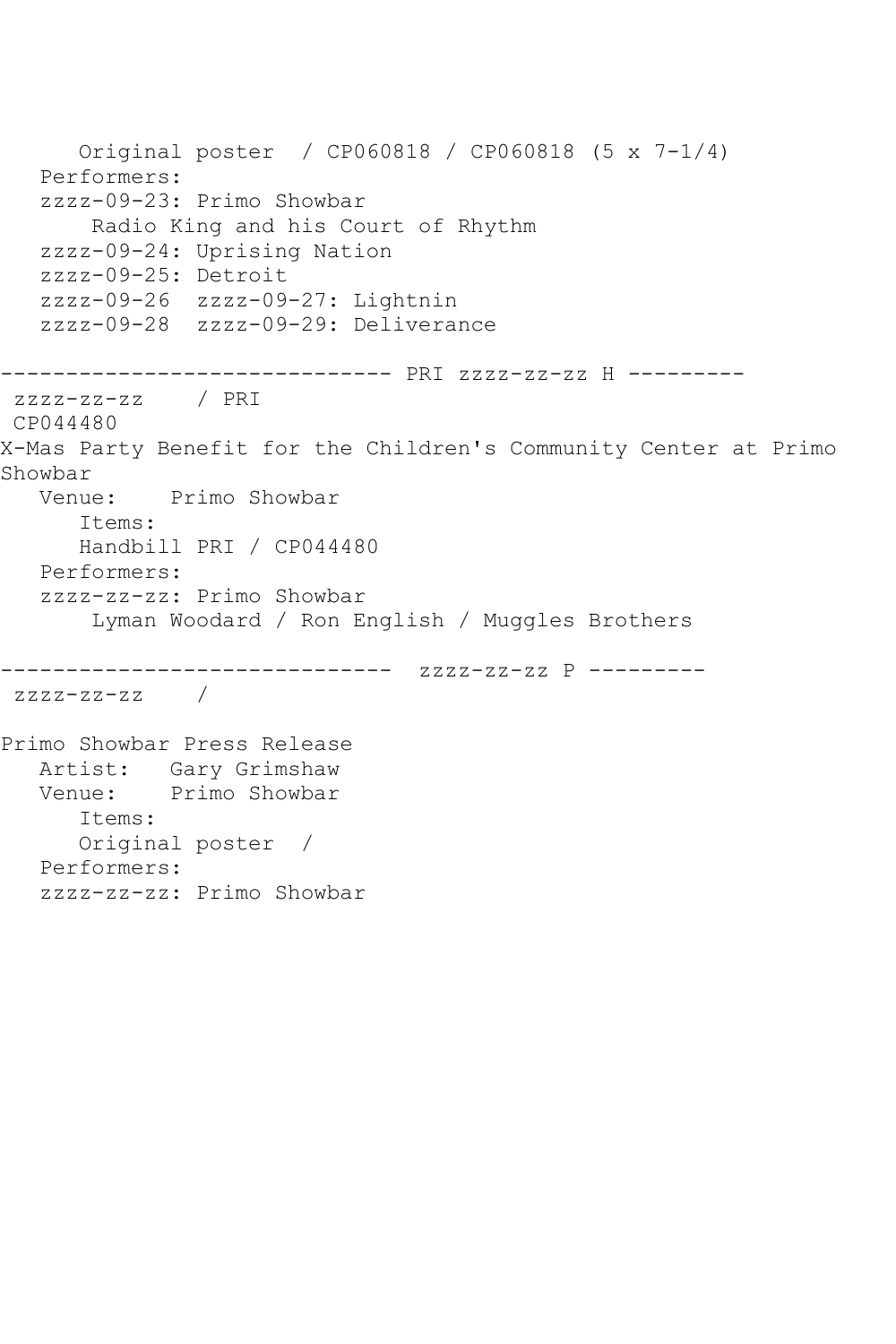Original poster / CP060818 / CP060818 (5 x 7-1/4)

Performers:

zzzz-09-23: Primo Showbar

Radio King and his Court of Rhythm

zzzz-09-24: Uprising Nation

zzzz-09-25: Detroit

zzzz-09-26 zzzz-09-27: Lightnin

zzzz-09-28 zzzz-09-29: Deliverance

------------------------------ PRI zzzz-zz-zz H ---------

zzzz-zz-zz / PRI

CP044480

X-Mas Party Benefit for the Children's Community Center at Primo Showbar

Venue: Primo Showbar

Items:

Handbill PRI / CP044480

Performers:

zzzz-zz-zz: Primo Showbar

Lyman Woodard / Ron English / Muggles Brothers

------------------------------ zzzz-zz-zz P ---------

zzzz-zz-zz /

Primo Showbar Press Release

Artist: Gary Grimshaw

Venue: Primo Showbar

Items:

Original poster /

Performers:

zzzz-zz-zz: Primo Showbar